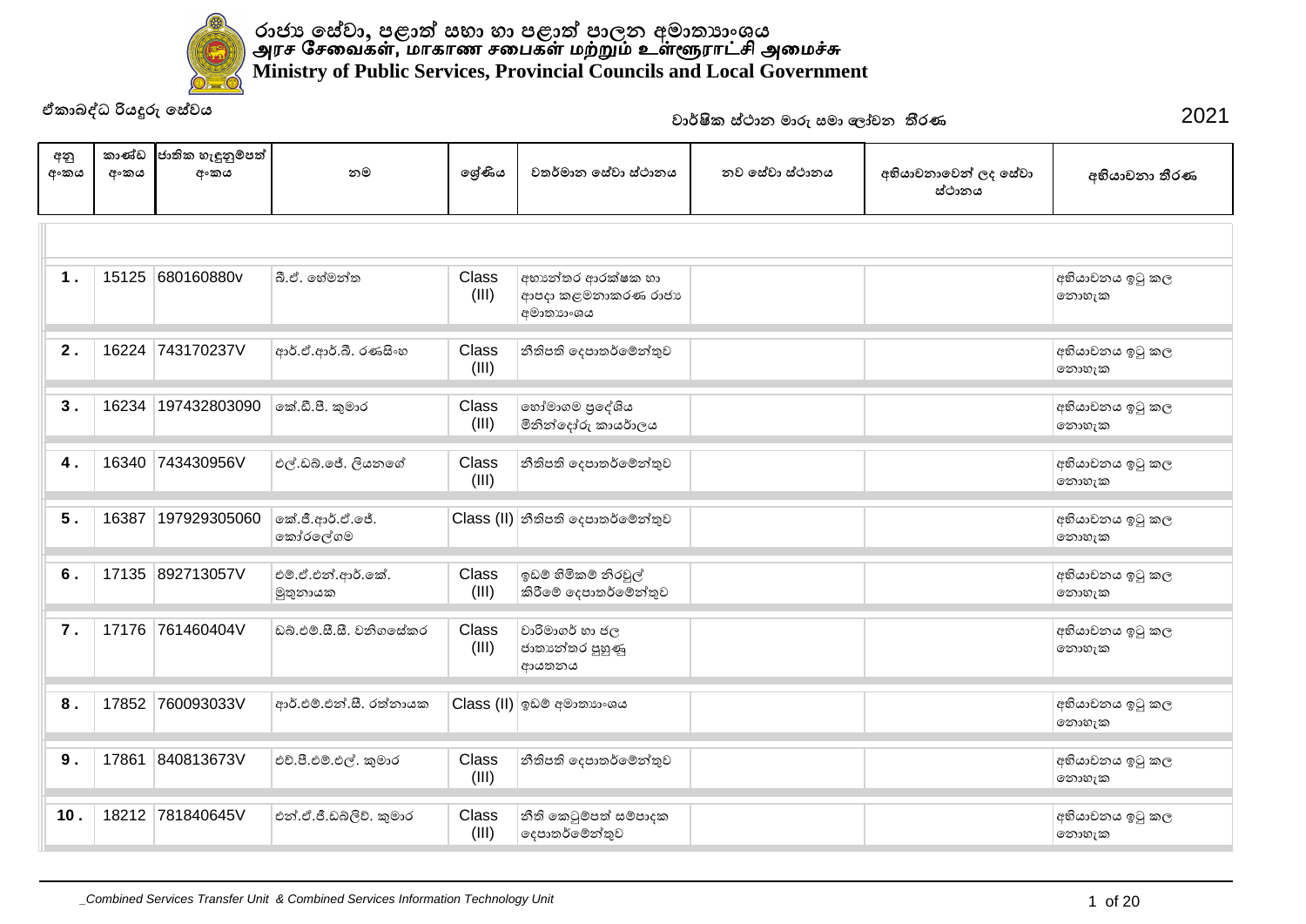# රාජ්‍ය සේවා, පළාත් සභා හා පළාත් පාලන අමාත්‍යාංශය
# அரச சேவைகள், மாகாண சபைகள் மற்றும் உள்ளூராட்சி அமைச்சு
# Ministry of Public Services, Provincial Councils and Local Government

ඒකාබද්ධ රියදුරු සේවය

වාර්ෂික ස්ථාන මාරු සමා ලෝචන තීරණ 2021

| අනු අංකය | කාණ්ඩ අංකය | ජාතික හැඳුනුම්පත් අංකය | නම | ශ්‍රේණිය | වත්මාන සේවා ස්ථානය | නව සේවා ස්ථානය | අභියාචනාවෙන් ලද සේවා ස්ථානය | අභියාචනා තීරණ |
|---|---|---|---|---|---|---|---|---|
| 1 . | 15125 | 680160880v | බී.ඒ. හේමන්ත | Class (III) | අභ්‍යන්තර ආරක්ෂක හා ආපදා කළමනාකරණ රාජ්‍ය අමාත්‍යාංශය | | | අභියාචනය ඉටු කල නොහැක |
| 2 . | 16224 | 743170237V | ආර්.ඒ.ආර්.බී. රණසිංහ | Class (III) | නීතිපති දෙපාතර්මේන්තුව | | | අභියාචනය ඉටු කල නොහැක |
| 3 . | 16234 | 197432803090 | කේ.ඩී.පී. කුමාර | Class (III) | හෝමාගම ප්‍රදේශිය මිනින්දෝරු කාය්ර්ාලය | | | අභියාචනය ඉටු කල නොහැක |
| 4 . | 16340 | 743430956V | එල්.ඩබ්.ජේ. ලියනගේ | Class (III) | නීතිපති දෙපාතර්මේන්තුව | | | අභියාචනය ඉටු කල නොහැක |
| 5 . | 16387 | 197929305060 | කේ.ජී.ආර්.ඒ.ජේ. කෝරලේගම | Class (II) | නීතිපති දෙපාතර්මේන්තුව | | | අභියාචනය ඉටු කල නොහැක |
| 6 . | 17135 | 892713057V | එම්.ඒ.එන්.ආර්.කේ. මුතුනායක | Class (III) | ඉඩම් හිමිකම් නිරවුල් කිරීමේ දෙපාතර්මේන්තුව | | | අභියාචනය ඉටු කල නොහැක |
| 7 . | 17176 | 761460404V | ඩබ්.එම්.සී.සී. වනිගසේකර | Class (III) | වාරිමාගර් හා ජල ජාත්‍යන්තර පුහුණු ආයතනය | | | අභියාචනය ඉටු කල නොහැක |
| 8 . | 17852 | 760093033V | ආර්.එම්.එන්.සී. රත්නායක | Class (II) | ඉඩම් අමාත්‍යාංශය | | | අභියාචනය ඉටු කල නොහැක |
| 9 . | 17861 | 840813673V | එච්.පී.එම්.එල්. කුමාර | Class (III) | නීතිපති දෙපාතර්මේන්තුව | | | අභියාචනය ඉටු කල නොහැක |
| 10 . | 18212 | 781840645V | එන්.ඒ.ජී.ඩබ්ලිව්. කුමාර | Class (III) | නීති කෙටුම්පත් සම්පාදක දෙපාතර්මේන්තුව | | | අභියාචනය ඉටු කල නොහැක |

_Combined Services Transfer Unit & Combined Services Information Technology Unit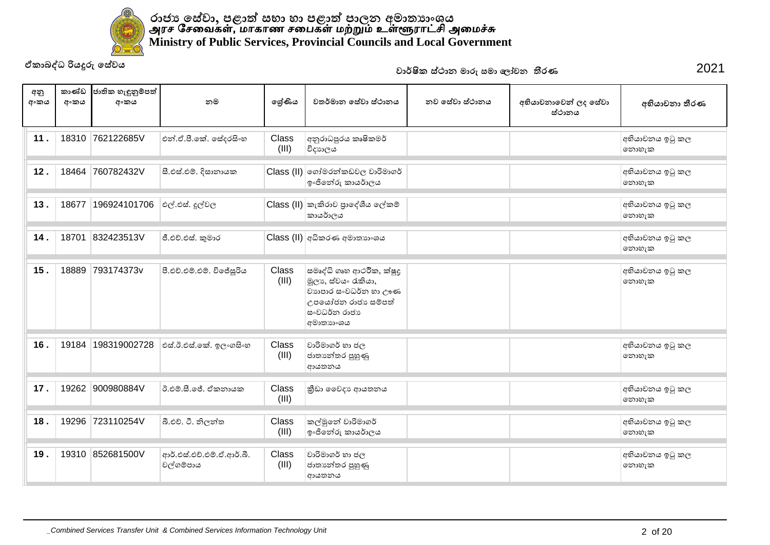# රාජ්‍ය සේවා, පළාත් සභා හා පළාත් පාලන අමාත්‍යාංශය
# அரச சேவைகள், மாகாண சபைகள் மற்றும் உள்ளூராட்சி அமைச்சு
# Ministry of Public Services, Provincial Councils and Local Government

ඒකාබද්ධ රියදුරු සේවය

වාර්ෂික ස්ථාන මාරු සමාලෝචන තීරණ 2021

| අනු අංකය | කාණ්ඩ අංකය | ජාතික හැඳුනුම්පත් අංකය | නම | ශ්‍රේණිය | වත්මාන සේවා ස්ථානය | නව සේවා ස්ථානය | අභියාචනාවෙන් ලද සේවා ස්ථානය | අභියාචනා තීරණ |
|---|---|---|---|---|---|---|---|---|
| 11 . | 18310 | 762122685V | එන්.ඒ.පී.කේ. සේදරසිංහ | Class (III) | අනුරාධපුරය කෘෂිකර්ම විද්‍යාලය | | | අභියාචනය ඉටු කල නොහැක |
| 12 . | 18464 | 760782432V | සී.එස්.එම්. දිසානායක | Class (II) | ගෝමරන්කඩවල වාරිමාගර් ඉංජිනේරු කායර්ාලය | | | අභියාචනය ඉටු කල නොහැක |
| 13 . | 18677 | 196924101706 | එල්.එස්. දූල්වල | Class (II) | කැකිරාව ප්‍රාදේශීය ලේකම් කායර්ාලය | | | අභියාචනය ඉටු කල නොහැක |
| 14 . | 18701 | 832423513V | ජී.එච්.එස්. කුමාර | Class (II) | අධිකරණ අමාත්‍යාංශය | | | අභියාචනය ඉටු කල නොහැක |
| 15 . | 18889 | 793174373v | පී.එච්.එම්.එම්. විජේසූරිය | Class (III) | සමෘද්ධි ගෘහ ආර්ථික, ක්ෂුද්‍ර මූල්‍ය, ස්වයං රැකියා, ව්‍යාපාර සංවධර්න හා ඌණ උපයෝජන රාජ්‍ය සම්පත් සංවධර්න රාජ්‍ය අමාත්‍යාංශය | | | අභියාචනය ඉටු කල නොහැක |
| 16 . | 19184 | 198319002728 | එස්.ටී.එස්.කේ. ඉලංගසිංහ | Class (III) | වාරිමාගර් හා ජල ජාත්‍යන්තර පුහුණු ආයතනය | | | අභියාචනය ඉටු කල නොහැක |
| 17 . | 19262 | 900980884V | ටී.එම්.සී.ජේ. ඒකනායක | Class (III) | ක්‍රීඩා වෛද්‍ය ආයතනය | | | අභියාචනය ඉටු කල නොහැක |
| 18 . | 19296 | 723110254V | බී.එච්. ටී. නිලන්ත | Class (III) | කල්මුනේ වාරිමාගර් ඉංජිනේරු කායර්ාලය | | | අභියාචනය ඉටු කල නොහැක |
| 19 . | 19310 | 852681500V | ආර්.එස්.එච්.එම්.ඒ.ආර්.බී. වල්ගම්පාය | Class (III) | වාරිමාගර් හා ජල ජාත්‍යන්තර පුහුණු ආයතනය | | | අභියාචනය ඉටු කල නොහැක |

_Combined Services Transfer Unit & Combined Services Information Technology Unit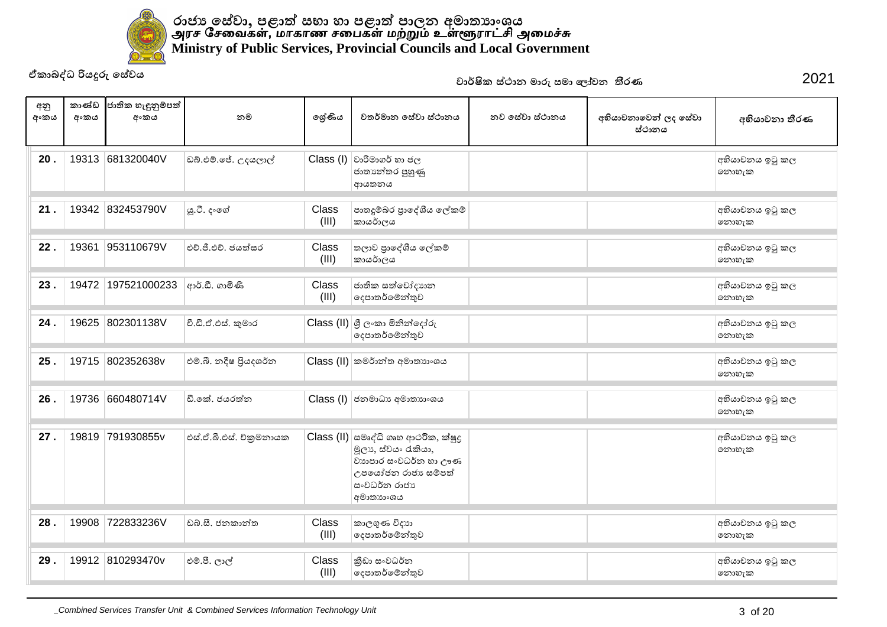# රාජ්‍ය සේවා, පළාත් සභා හා පළාත් පාලන අමාත්‍යාංශය
# அரச சேவைகள், மாகாண சபைகள் மற்றும் உள்ளூராட்சி அமைச்சு
# Ministry of Public Services, Provincial Councils and Local Government

ඒකාබද්ධ රියදුරු සේවය

වාර්ෂික ස්ථාන මාරු සමා ලෝචන තීරණ 2021

| අනු අංකය | කාණ්ඩ අංකය | ජාතික හැඳුනුම්පත් අංකය | නම | ශ්‍රේණිය | වත්මාන සේවා ස්ථානය | නව සේවා ස්ථානය | අභියාචනාවෙන් ලද සේවා ස්ථානය | අභියාචනා තීරණ |
|---|---|---|---|---|---|---|---|---|
| 20 . | 19313 | 681320040V | ඩබ්.එම්.ජේ. උදයලාල් | Class (I) | වාරිමාර්ග හා ජල ජාත්‍යන්තර පුහුණු ආයතනය | | | අභියාචනය ඉටු කල නොහැක |
| 21 . | 19342 | 832453790V | යූ.ටී. දංගේ | Class (III) | පාතදුම්බර ප්‍රාදේශීය ලේකම් කායර්ාලය | | | අභියාචනය ඉටු කල නොහැක |
| 22 . | 19361 | 953110679V | එච්.ජී.එච්. ජයත්සර | Class (III) | තලාව ප්‍රාදේශීය ලේකම් කායර්ාලය | | | අභියාචනය ඉටු කල නොහැක |
| 23 . | 19472 | 197521000233 | ආර්.ඩී. ගාමිණි | Class (III) | ජාතික සත්වෝද්‍යාන දෙපාතර්මේන්තුව | | | අභියාචනය ඉටු කල නොහැක |
| 24 . | 19625 | 802301138V | වී.ඩී.ඒ.එස්. කුමාර | Class (II) | ශ්‍රී ලංකා මිනින්දෝරු දෙපාතර්මේන්තුව | | | අභියාචනය ඉටු කල නොහැක |
| 25 . | 19715 | 802352638v | එම්.බී. නදීෂ ප්‍රියදශර්න | Class (II) | කම්කරු අමාත්‍යාංශය | | | අභියාචනය ඉටු කල නොහැක |
| 26 . | 19736 | 660480714V | ඩී.කේ. ජයරත්න | Class (I) | ජනමාධ්‍ය අමාත්‍යාංශය | | | අභියාචනය ඉටු කල නොහැක |
| 27 . | 19819 | 791930855v | එස්.ඒ.බී.එස්. වික්‍රමනායක | Class (II) | සමෘද්ධි ගෘහ ආර්ථික, ක්ෂුද්‍ර මූල්‍ය, ස්වයං රැකියා, ව්‍යාපාර සංවධර්න හා ඌණ උපයෝජන රාජ්‍ය සම්පත් සංවධර්න රාජ්‍ය අමාත්‍යාංශය | | | අභියාචනය ඉටු කල නොහැක |
| 28 . | 19908 | 722833236V | ඩබ්.සී. ජනකාන්ත | Class (III) | කාලගුණ විද්‍යා දෙපාතර්මේන්තුව | | | අභියාචනය ඉටු කල නොහැක |
| 29 . | 19912 | 810293470v | එම්.පී. ලාල් | Class (III) | ක්‍රීඩා සංවධර්න දෙපාතර්මේන්තුව | | | අභියාචනය ඉටු කල නොහැක |

_Combined Services Transfer Unit & Combined Services Information Technology Unit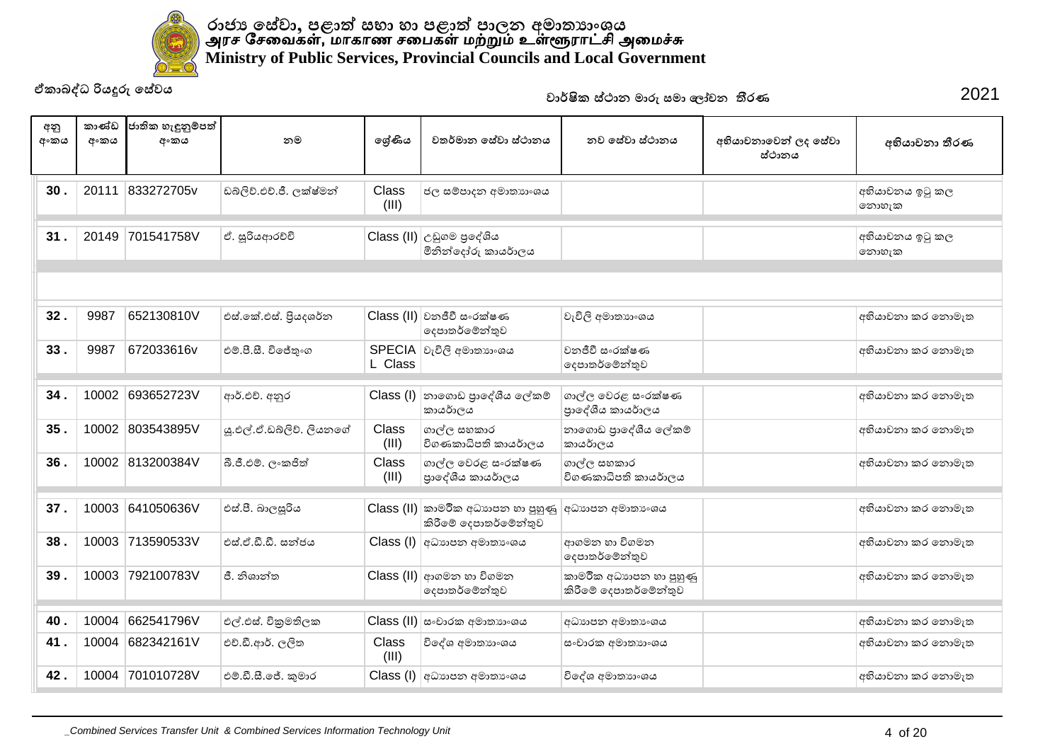රාජ්‍ය සේවා, පළාත් සභා හා පළාත් පාලන අමාත්‍යාංශය
அரச சேவைகள், மாகாண சபைகள் மற்றும் உள்ளூராட்சி அமைச்சு
**Ministry of Public Services, Provincial Councils and Local Government**

ඒකාබද්ධ රියදුරු සේවය

වාර්ෂික ස්ථාන මාරු සමා ලෝචන තීරණ 2021

| අනු අංකය | කාණ්ඩ අංකය | ජාතික හැඳුනුම්පත් අංකය | නම | ශ්‍රේණිය | වර්තමාන සේවා ස්ථානය | නව සේවා ස්ථානය | අභියාචනාවෙන් ලද සේවා ස්ථානය | අභියාචනා තීරණ |
|---|---|---|---|---|---|---|---|---|
| 30 . | 20111 | 833272705v | ඩබ්ලිව්.එච්.ජී. ලක්ෂ්මන් | Class (III) | ජල සම්පාදන අමාත්‍යාංශය | | | අභියාචනය ඉටු කල නොහැක |
| 31 . | 20149 | 701541758V | ඒ. සූරියආරච්චි | Class (II) | උඩුගම ප්‍රදේශීය මිනින්දෝරු කායර්ාලය | | | අභියාචනය ඉටු කල නොහැක |
| 32 . | 9987 | 652130810V | එස්.කේ.එස්. ප්‍රියදශර්න | Class (II) | වනජීවී සංරක්ෂණ දෙපාතර්මේන්තුව | වැවිලි අමාත්‍යාංශය | | අභියාචනා කර නොමැත |
| 33 . | 9987 | 672033616v | එම්.පී.සී. විජේතුංග | SPECIAL Class | වැවිලි අමාත්‍යාංශය | වනජීවී සංරක්ෂණ දෙපාතර්මේන්තුව | | අභියාචනා කර නොමැත |
| 34 . | 10002 | 693652723V | ආර්.එච්. අනුර | Class (I) | නාගොඩ ප්‍රාදේශීය ලේකම් කායර්ාලය | ගාල්ල වෙරළ සංරක්ෂණ ප්‍රාදේශීය කායර්ාලය | | අභියාචනා කර නොමැත |
| 35 . | 10002 | 803543895V | යූ.එල්.ඒ.ඩබ්ලිව්. ලියනගේ | Class (III) | ගාල්ල සහකාර විගණකාධිපති කායර්ාලය | නාගොඩ ප්‍රාදේශීය ලේකම් කායර්ාලය | | අභියාචනා කර නොමැත |
| 36 . | 10002 | 813200384V | බී.ජී.එම්. ලංකජිත් | Class (III) | ගාල්ල වෙරළ සංරක්ෂණ ප්‍රාදේශීය කායර්ාලය | ගාල්ල සහකාර විගණකාධිපති කායර්ාලය | | අභියාචනා කර නොමැත |
| 37 . | 10003 | 641050636V | එස්.පී. බාලසූරිය | Class (II) | කාමර්ික අධ්‍යාපන හා පුහුණු කිරීමේ දෙපාතර්මේන්තුව | අධ්‍යාපන අමාත්‍යාංශය | | අභියාචනා කර නොමැත |
| 38 . | 10003 | 713590533V | එස්.ඒ.ඩී.ඩී. සන්ජය | Class (I) | අධ්‍යාපන අමාත්‍යාංශය | ආගමන හා විගමන දෙපාතර්මේන්තුව | | අභියාචනා කර නොමැත |
| 39 . | 10003 | 792100783V | ජී. නිශාන්ත | Class (II) | ආගමන හා විගමන දෙපාතර්මේන්තුව | කාමර්ික අධ්‍යාපන හා පුහුණු කිරීමේ දෙපාතර්මේන්තුව | | අභියාචනා කර නොමැත |
| 40 . | 10004 | 662541796V | එල්.එස්. වික්‍රමතිලක | Class (II) | සංචාරක අමාත්‍යාංශය | අධ්‍යාපන අමාත්‍යාංශය | | අභියාචනා කර නොමැත |
| 41 . | 10004 | 682342161V | එච්.ඩී.ආර්. ලලිත | Class (III) | විදේශ අමාත්‍යාංශය | සංචාරක අමාත්‍යාංශය | | අභියාචනා කර නොමැත |
| 42 . | 10004 | 701010728V | එම්.ඩී.සී.ජේ. කුමාර | Class (I) | අධ්‍යාපන අමාත්‍යාංශය | විදේශ අමාත්‍යාංශය | | අභියාචනා කර නොමැත |

_Combined Services Transfer Unit & Combined Services Information Technology Unit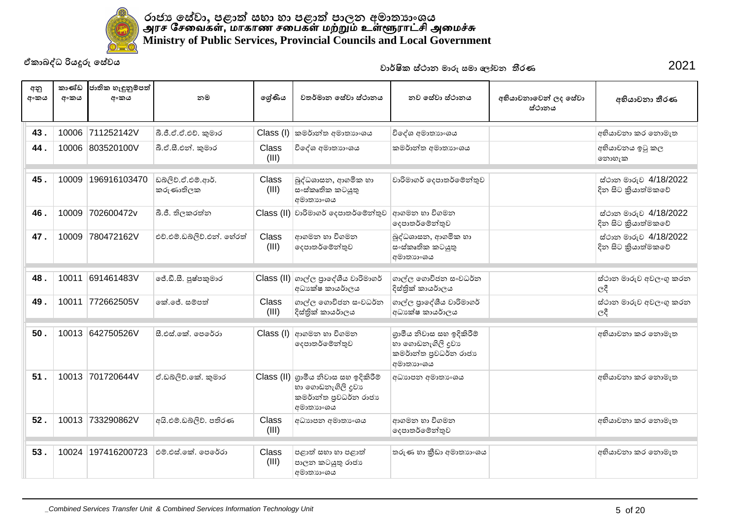රාජ්‍ය සේවා, පළාත් සභා හා පළාත් පාලන අමාත්‍යාංශය
அரச சேவைகள், மாகாண சபைகள் மற்றும் உள்ளூராட்சி அமைச்சு
Ministry of Public Services, Provincial Councils and Local Government

ඒකාබද්ධ රියදුරු සේවය

වාර්ෂික ස්ථාන මාරු සමා ලෝචන තීරණ 2021

| අනු අංකය | කාණ්ඩ අංකය | ජාතික හැඳුනුම්පත් අංකය | නම | ශ්‍රේණිය | වත්මාන සේවා ස්ථානය | නව සේවා ස්ථානය | අභියාචනාවෙන් ලද සේවා ස්ථානය | අභියාචනා තීරණ |
|---|---|---|---|---|---|---|---|---|
| 43 . | 10006 | 711252142V | බී.ජී.ඒ.එච්. කුමාර | Class (I) | කම්කරු අමාත්‍යාංශය | විදේශ අමාත්‍යාංශය | | අභියාචනා කර නොමැත |
| 44 . | 10006 | 803520100V | බී.ඒ.සී.එන්. කුමාර | Class (III) | විදේශ අමාත්‍යාංශය | කම්කරු අමාත්‍යාංශය | | අභියාචනය ඉටු කල නොහැක |
| 45 . | 10009 | 196916103470 | ඩබ්ලිව්.ඒ.එම්.ආර්. කරුණාතිලක | Class (III) | බුද්ධශාසන, ආගමික හා සංස්කෘතික කටයුතු අමාත්‍යාංශය | වාරිමාගර් දෙපාතර්මේන්තුව | | ස්ථාන මාරුව 4/18/2022 දින සිට ක්‍රියාත්මකවේ |
| 46 . | 10009 | 702600472v | බී.ජී. තිලකරත්න | Class (II) | වාරිමාගර් දෙපාතර්මේන්තුව | ආගමන හා විගමන දෙපාතර්මේන්තුව | | ස්ථාන මාරුව 4/18/2022 දින සිට ක්‍රියාත්මකවේ |
| 47 . | 10009 | 780472162V | එච්.එම්.ඩබ්ලිව්.එන්. හේරත් | Class (III) | ආගමන හා විගමන දෙපාතර්මේන්තුව | බුද්ධශාසන, ආගමික හා සංස්කෘතික කටයුතු අමාත්‍යාංශය | | ස්ථාන මාරුව 4/18/2022 දින සිට ක්‍රියාත්මකවේ |
| 48 . | 10011 | 691461483V | ජේ.ඩී.සී. පුෂ්පකුමාර | Class (II) | ගාල්ල ප්‍රාදේශීය වාරිමාගර් අධ්‍යක්ෂ කායර්ාලය | ගාල්ල ගොවිජන සංවධර්න දිස්ත්‍රික් කායර්ාලය | | ස්ථාන මාරුව අවලංගු කරන ලදී |
| 49 . | 10011 | 772662505V | කේ.ජේ. සම්පත් | Class (III) | ගාල්ල ගොවිජන සංවධර්න දිස්ත්‍රික් කායර්ාලය | ගාල්ල ප්‍රාදේශීය වාරිමාගර් අධ්‍යක්ෂ කායර්ාලය | | ස්ථාන මාරුව අවලංගු කරන ලදී |
| 50 . | 10013 | 642750526V | සී.එස්.කේ. පෙරේරා | Class (I) | ආගමන හා විගමන දෙපාතර්මේන්තුව | ග්‍රාමීය නිවාස සහ ඉදිකිරීම් හා ගොඩනැගිලි ද්‍රව්‍ය කම්කරුත්ත ප්‍රවධර්න රාජ්‍ය අමාත්‍යාංශය | | අභියාචනා කර නොමැත |
| 51 . | 10013 | 701720644V | ඒ.ඩබ්ලිව්.කේ. කුමාර | Class (II) | ග්‍රාමීය නිවාස සහ ඉදිකිරීම් හා ගොඩනැගිලි ද්‍රව්‍ය කම්කරුත්ත ප්‍රවධර්න රාජ්‍ය අමාත්‍යාංශය | අධ්‍යාපන අමාත්‍යාංශය | | අභියාචනා කර නොමැත |
| 52 . | 10013 | 733290862V | අයි.එම්.ඩබ්ලිව්. පතිරණ | Class (III) | අධ්‍යාපන අමාත්‍යාංශය | ආගමන හා විගමන දෙපාතර්මේන්තුව | | අභියාචනා කර නොමැත |
| 53 . | 10024 | 197416200723 | එම්.එස්.කේ. පෙරේරා | Class (III) | පළාත් සභා හා පළාත් පාලන කටයුතු රාජ්‍ය අමාත්‍යාංශය | තරුණ හා ක්‍රීඩා අමාත්‍යාංශය | | අභියාචනා කර නොමැත |

_Combined Services Transfer Unit & Combined Services Information Technology Unit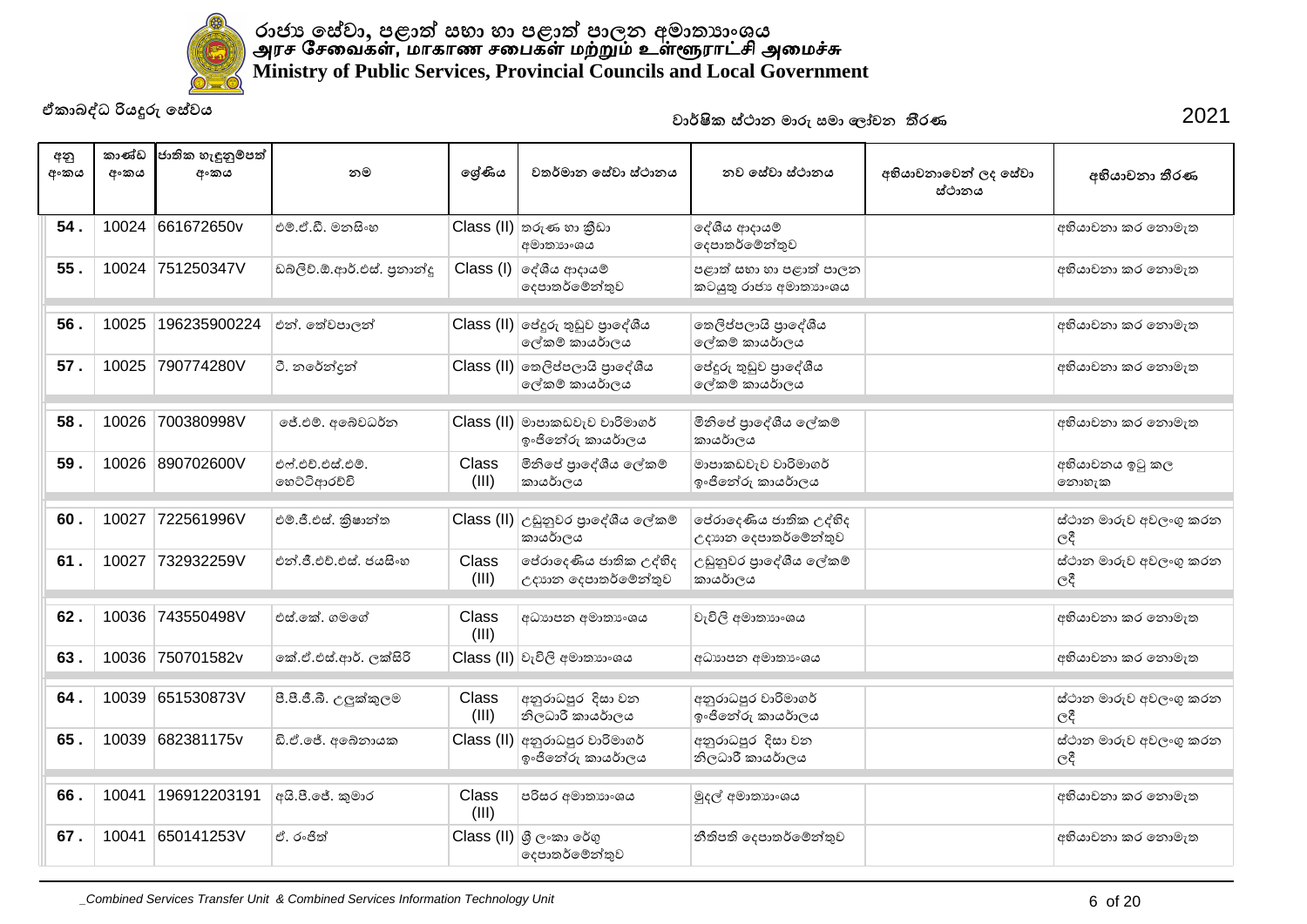# රාජ්‍ය සේවා, පළාත් සභා හා පළාත් පාලන අමාත්‍යාංශය
# அரச சேவைகள், மாகாண சபைகள் மற்றும் உள்ளூராட்சி அமைச்சு
# Ministry of Public Services, Provincial Councils and Local Government

ඒකාබද්ධ රියදුරු සේවය

වාර්ෂික ස්ථාන මාරු සමා ලෝචන තීරණ 2021

| අනු අංකය | කාණ්ඩ අංකය | ජාතික හැඳුනුම්පත් අංකය | නම | ශ්‍රේණිය | වත්මාන සේවා ස්ථානය | නව සේවා ස්ථානය | අභියාචනාවෙන් ලද සේවා ස්ථානය | අභියාචනා තීරණ |
|---|---|---|---|---|---|---|---|---|
| 54 . | 10024 | 661672650v | එම්.ඒ.ඩී. මනසිංහ | Class (II) | තරුණ හා ක්‍රීඩා අමාත්‍යාංශය | දේශීය ආදායම් දෙපාතර්මේන්තුව | | අභියාචනා කර නොමැත |
| 55 . | 10024 | 751250347V | ඩබ්ලිව්.ඕ.ආර්.එස්. ප්‍රනාන්දු | Class (I) | දේශීය ආදායම් දෙපාතර්මේන්තුව | පළාත් සභා හා පළාත් පාලන කටයුතු රාජ්‍ය අමාත්‍යාංශය | | අභියාචනා කර නොමැත |
| 56 . | 10025 | 196235900224 | එන්. තේවපාලන් | Class (II) | ජේදුරු තුඩුව ප්‍රාදේශීය ලේකම් කාර්යාලය | තෙලිප්පලායි ප්‍රාදේශීය ලේකම් කාර්යාලය | | අභියාචනා කර නොමැත |
| 57 . | 10025 | 790774280V | ටී. නරේන්දන් | Class (II) | තෙලිප්පලායි ප්‍රාදේශීය ලේකම් කාර්යාලය | ජේදුරු තුඩුව ප්‍රාදේශීය ලේකම් කාර්යාලය | | අභියාචනා කර නොමැත |
| 58 . | 10026 | 700380998V | ජේ.එම්. අබේවර්ධන | Class (II) | මාපාකඩවැව වාරිමාගර් ඉංජිනේරු කාර්යාලය | මිනිපේ ප්‍රාදේශීය ලේකම් කාර්යාලය | | අභියාචනා කර නොමැත |
| 59 . | 10026 | 890702600V | එෆ්.එච්.එස්.එම්. හෙට්ටිආරච්චි | Class (III) | මිනිපේ ප්‍රාදේශීය ලේකම් කාර්යාලය | මාපාකඩවැව වාරිමාගර් ඉංජිනේරු කාර්යාලය | | අභියාචනය ඉටු කල නොහැක |
| 60 . | 10027 | 722561996V | එම්.ජී.එස්. ක්‍රිෂාන්ත | Class (II) | උඩුනුවර ප්‍රාදේශීය ලේකම් කාර්යාලය | පේරාදෙණිය ජාතික උද්භිද උද්‍යාන දෙපාතර්මේන්තුව | | ස්ථාන මාරුව අවලංගු කරන ලදී |
| 61 . | 10027 | 732932259V | එන්.ජී.එච්.එස්. ජයසිංහ | Class (III) | පේරාදෙණිය ජාතික උද්භිද උද්‍යාන දෙපාතර්මේන්තුව | උඩුනුවර ප්‍රාදේශීය ලේකම් කාර්යාලය | | ස්ථාන මාරුව අවලංගු කරන ලදී |
| 62 . | 10036 | 743550498V | එස්.කේ. ගමගේ | Class (III) | අධ්‍යාපන අමාත්‍යංශය | වැවිලි අමාත්‍යාංශය | | අභියාචනා කර නොමැත |
| 63 . | 10036 | 750701582v | කේ.ඒ.එස්.ආර්. ලක්සිරි | Class (II) | වැවිලි අමාත්‍යාංශය | අධ්‍යාපන අමාත්‍යංශය | | අභියාචනා කර නොමැත |
| 64 . | 10039 | 651530873V | පී.පී.ජී.බී. උලුක්කුලම | Class (III) | අනුරාධපුර දිසා වන නිලධාරී කාර්යාලය | අනුරාධපුර වාරිමාගර් ඉංජිනේරු කාර්යාලය | | ස්ථාන මාරුව අවලංගු කරන ලදී |
| 65 . | 10039 | 682381175v | ඩී.ඒ.ජේ. අබේනායක | Class (II) | අනුරාධපුර වාරිමාගර් ඉංජිනේරු කාර්යාලය | අනුරාධපුර දිසා වන නිලධාරී කාර්යාලය | | ස්ථාන මාරුව අවලංගු කරන ලදී |
| 66 . | 10041 | 196912203191 | අයි.පී.ජේ. කුමාර | Class (III) | පරිසර අමාත්‍යාංශය | මුදල් අමාත්‍යාංශය | | අභියාචනා කර නොමැත |
| 67 . | 10041 | 650141253V | ඒ. රංජිත් | Class (II) | ශ්‍රී ලංකා රේගු දෙපාතර්මේන්තුව | නීතිපති දෙපාතර්මේන්තුව | | අභියාචනා කර නොමැත |

_Combined Services Transfer Unit & Combined Services Information Technology Unit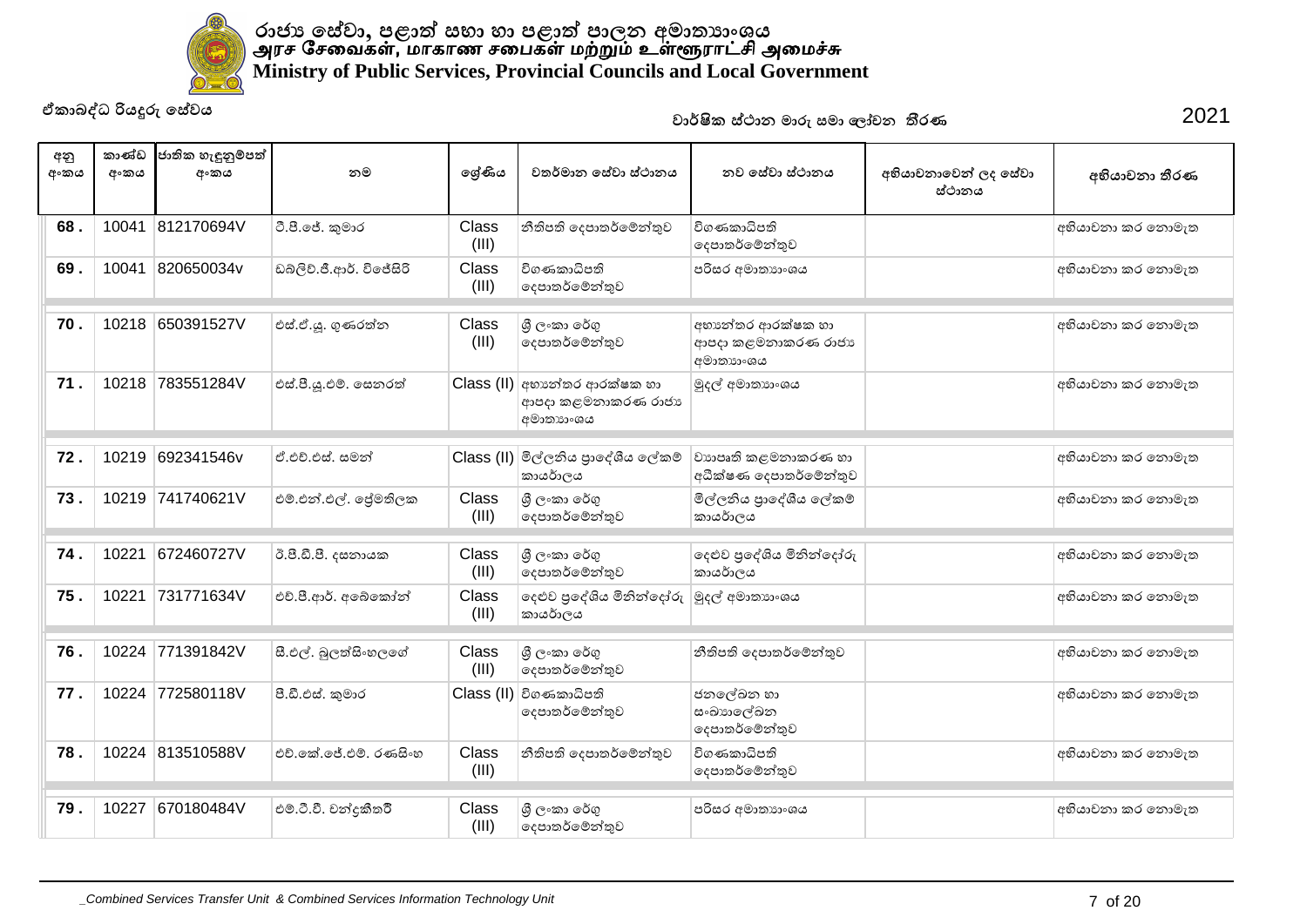# රාජ්‍ය සේවා, පළාත් සභා හා පළාත් පාලන අමාත්‍යාංශය
# அரச சேவைகள், மாகாண சபைகள் மற்றும் உள்ளூராட்சி அமைச்சு
# Ministry of Public Services, Provincial Councils and Local Government

ඒකාබද්ධ රියදුරු සේවය

වාර්ෂික ස්ථාන මාරු සමාලෝචන තීරණ 2021

| අනු අංකය | කාණ්ඩ අංකය | ජාතික හැඳුනුම්පත් අංකය | නම | ශ්‍රේණිය | වත්මාන සේවා ස්ථානය | නව සේවා ස්ථානය | අභියාචනාවෙන් ලද සේවා ස්ථානය | අභියාචනා තීරණ |
|---|---|---|---|---|---|---|---|---|
| 68 . | 10041 | 812170694V | ටී.පී.ජේ. කුමාර | Class (III) | නීතිපති දෙපාතර්මේන්තුව | විගණකාධිපති දෙපාතර්මේන්තුව | | අභියාචනා කර නොමැත |
| 69 . | 10041 | 820650034v | ඩබ්ලිව්.ජී.ආර්. විජේසිරි | Class (III) | විගණකාධිපති දෙපාතර්මේන්තුව | පරිසර අමාත්‍යාංශය | | අභියාචනා කර නොමැත |
| 70 . | 10218 | 650391527V | එස්.ඒ.යූ. ගුණරත්න | Class (III) | ශ්‍රී ලංකා රේගු දෙපාතර්මේන්තුව | අභ්‍යන්තර ආරක්ෂක හා ආපදා කළමනාකරණ රාජ්‍ය අමාත්‍යාංශය | | අභියාචනා කර නොමැත |
| 71 . | 10218 | 783551284V | එස්.පී.යූ.එම්. සෙනරත් | Class (II) | අභ්‍යන්තර ආරක්ෂක හා ආපදා කළමනාකරණ රාජ්‍ය අමාත්‍යාංශය | මුදල් අමාත්‍යාංශය | | අභියාචනා කර නොමැත |
| 72 . | 10219 | 692341546v | ඒ.එච්.එස්. සමන් | Class (II) | මිල්ලනිය ප්‍රාදේශීය ලේකම් කාර්යාලය | ව්‍යාපෘති කළමනාකරණ හා අධීක්ෂණ දෙපාතර්මේන්තුව | | අභියාචනා කර නොමැත |
| 73 . | 10219 | 741740621V | එම්.එන්.එල්. ප්‍රේමතිලක | Class (III) | ශ්‍රී ලංකා රේගු දෙපාතර්මේන්තුව | මිල්ලනිය ප්‍රාදේශීය ලේකම් කාර්යාලය | | අභියාචනා කර නොමැත |
| 74 . | 10221 | 672460727V | ඊ.පී.ඩී.පී. දසනායක | Class (III) | ශ්‍රී ලංකා රේගු දෙපාතර්මේන්තුව | දෙළුව ප්‍රදේශිය මිනින්දෝරු කාර්යාලය | | අභියාචනා කර නොමැත |
| 75 . | 10221 | 731771634V | එච්.පී.ආර්. අබේකෝන් | Class (III) | දෙළුව ප්‍රදේශිය මිනින්දෝරු කාර්යාලය | මුදල් අමාත්‍යාංශය | | අභියාචනා කර නොමැත |
| 76 . | 10224 | 771391842V | සී.එල්. බුලත්සිංහලගේ | Class (III) | ශ්‍රී ලංකා රේගු දෙපාතර්මේන්තුව | නීතිපති දෙපාතර්මේන්තුව | | අභියාචනා කර නොමැත |
| 77 . | 10224 | 772580118V | පී.ඩී.එස්. කුමාර | Class (II) | විගණකාධිපති දෙපාතර්මේන්තුව | ජනලේඛන හා සංඛ්‍යාලේඛන දෙපාතර්මේන්තුව | | අභියාචනා කර නොමැත |
| 78 . | 10224 | 813510588V | එච්.කේ.ජේ.එම්. රණසිංහ | Class (III) | නීතිපති දෙපාතර්මේන්තුව | විගණකාධිපති දෙපාතර්මේන්තුව | | අභියාචනා කර නොමැත |
| 79 . | 10227 | 670180484V | එම්.ටී.වී. චන්ද්‍රකීර්ති | Class (III) | ශ්‍රී ලංකා රේගු දෙපාතර්මේන්තුව | පරිසර අමාත්‍යාංශය | | අභියාචනා කර නොමැත |

_Combined Services Transfer Unit & Combined Services Information Technology Unit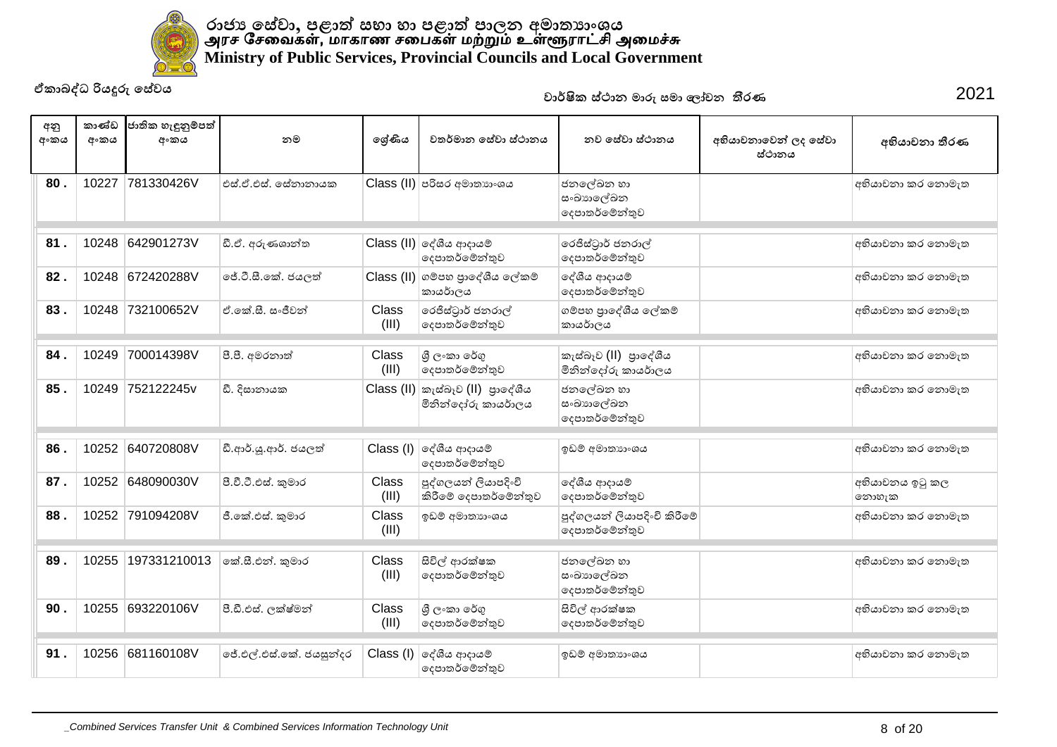රාජ්‍ය සේවා, පළාත් සභා හා පළාත් පාලන අමාත්‍යාංශය
அரச சேவைகள், மாகாண சபைகள் மற்றும் உள்ளூராட்சி அமைச்சு
**Ministry of Public Services, Provincial Councils and Local Government**

ඒකාබද්ධ රියදුරු සේවය

වාර්ෂික ස්ථාන මාරු සමා ලෝචන තීරණ 2021

| අනු අංකය | කාණ්ඩ අංකය | ජාතික හැඳුනුම්පත් අංකය | නම | ශ්‍රේණිය | වත්මාන සේවා ස්ථානය | නව සේවා ස්ථානය | අභියාචනාවෙන් ලද සේවා ස්ථානය | අභියාචනා තීරණ |
|---|---|---|---|---|---|---|---|---|
| 80 . | 10227 | 781330426V | එස්.ඒ.එස්. සේනානායක | Class (II) | පරිසර අමාත්‍යාංශය | ජනලේඛන හා සංඛ්‍යාලේඛන දෙපාතර්මේන්තුව | | අභියාචනා කර නොමැත |
| 81 . | 10248 | 642901273V | ඩී.ඒ. අරුණශාන්ත | Class (II) | දේශීය ආදායම් දෙපාතර්මේන්තුව | රෙජිස්ට්‍රාර් ජනරාල් දෙපාතර්මේන්තුව | | අභියාචනා කර නොමැත |
| 82 . | 10248 | 672420288V | ජේ.ටී.සී.කේ. ජයලත් | Class (II) | ගම්පහ ප්‍රාදේශීය ලේකම් කායර්ාලය | දේශීය ආදායම් දෙපාතර්මේන්තුව | | අභියාචනා කර නොමැත |
| 83 . | 10248 | 732100652V | ඒ.කේ.සී. සංජීවන් | Class (III) | රෙජිස්ට්‍රාර් ජනරාල් දෙපාතර්මේන්තුව | ගම්පහ ප්‍රාදේශීය ලේකම් කායර්ාලය | | අභියාචනා කර නොමැත |
| 84 . | 10249 | 700014398V | පී.පී. අමරනාත් | Class (III) | ශ්‍රී ලංකා රේගු දෙපාතර්මේන්තුව | කැස්බෑව (II) ප්‍රාදේශීය මිනින්දෝරු කායර්ාලය | | අභියාචනා කර නොමැත |
| 85 . | 10249 | 752122245v | ඩී. දිසානායක | Class (II) | කැස්බෑව (II) ප්‍රාදේශීය මිනින්දෝරු කායර්ාලය | ජනලේඛන හා සංඛ්‍යාලේඛන දෙපාතර්මේන්තුව | | අභියාචනා කර නොමැත |
| 86 . | 10252 | 640720808V | ඩී.ආර්.යූ.ආර්. ජයලත් | Class (I) | දේශීය ආදායම් දෙපාතර්මේන්තුව | ඉඩම් අමාත්‍යාංශය | | අභියාචනා කර නොමැත |
| 87 . | 10252 | 648090030V | පී.වී.ටී.එස්. කුමාර | Class (III) | පුද්ගලයන් ලියාපදිංචි කිරීමේ දෙපාතර්මේන්තුව | දේශීය ආදායම් දෙපාතර්මේන්තුව | | අභියාචනය ඉටු කල නොහැක |
| 88 . | 10252 | 791094208V | ජී.කේ.එස්. කුමාර | Class (III) | ඉඩම් අමාත්‍යාංශය | පුද්ගලයන් ලියාපදිංචි කිරීමේ දෙපාතර්මේන්තුව | | අභියාචනා කර නොමැත |
| 89 . | 10255 | 197331210013 | කේ.සී.එන්. කුමාර | Class (III) | සිවිල් ආරක්ෂක දෙපාතර්මේන්තුව | ජනලේඛන හා සංඛ්‍යාලේඛන දෙපාතර්මේන්තුව | | අභියාචනා කර නොමැත |
| 90 . | 10255 | 693220106V | පී.ඩී.එස්. ලක්ෂ්මන් | Class (III) | ශ්‍රී ලංකා රේගු දෙපාතර්මේන්තුව | සිවිල් ආරක්ෂක දෙපාතර්මේන්තුව | | අභියාචනා කර නොමැත |
| 91 . | 10256 | 681160108V | ජේ.එල්.එස්.කේ. ජයසුන්දර | Class (I) | දේශීය ආදායම් දෙපාතර්මේන්තුව | ඉඩම් අමාත්‍යාංශය | | අභියාචනා කර නොමැත |

*_Combined Services Transfer Unit & Combined Services Information Technology Unit*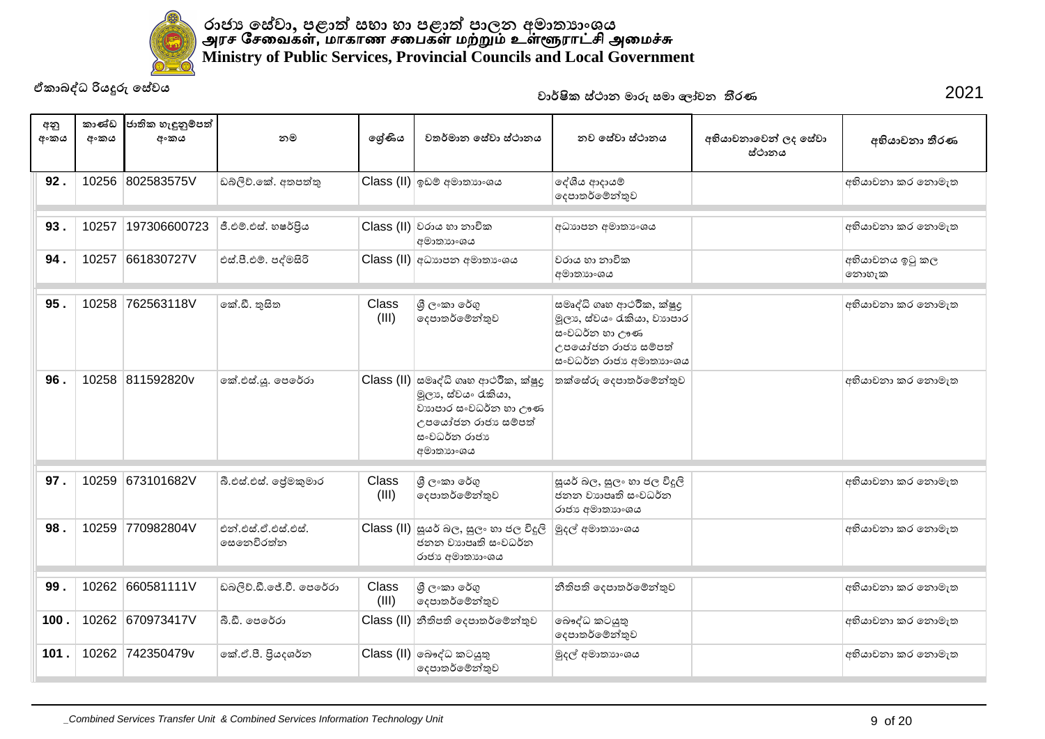# රාජ්‍ය සේවා, පළාත් සභා හා පළාත් පාලන අමාත්‍යාංශය
# அரச சேவைகள், மாகாண சபைகள் மற்றும் உள்ளூராட்சி அமைச்சு
# Ministry of Public Services, Provincial Councils and Local Government

ඒකාබද්ධ රියදුරු සේවය

වාර්ෂික ස්ථාන මාරු සමා ලෝචන තීරණ 2021

| අනු අංකය | කාණ්ඩ අංකය | ජාතික හැඳුනුම්පත් අංකය | නම | ශ්‍රේණිය | වර්තමාන සේවා ස්ථානය | නව සේවා ස්ථානය | අභියාචනාවෙන් ලද සේවා ස්ථානය | අභියාචනා තීරණ |
|---|---|---|---|---|---|---|---|---|
| 92 . | 10256 | 802583575V | ඩබ්ලිව්.කේ. අතපත්තු | Class (II) | ඉඩම් අමාත්‍යාංශය | දේශීය ආදායම් දෙපාතර්මේන්තුව | | අභියාචනා කර නොමැත |
| 93 . | 10257 | 197306600723 | ජී.එම්.එස්. හෂර්ප්‍රිය | Class (II) | වරාය හා නාවික අමාත්‍යාංශය | අධ්‍යාපන අමාත්‍යාංශය | | අභියාචනා කර නොමැත |
| 94 . | 10257 | 661830727V | එස්.පී.එම්. පද්මසිරි | Class (II) | අධ්‍යාපන අමාත්‍යාංශය | වරාය හා නාවික අමාත්‍යාංශය | | අභියාචනය ඉටු කල නොහැක |
| 95 . | 10258 | 762563118V | කේ.ඩී. තුසිත | Class (III) | ශ්‍රී ලංකා රේගු දෙපාතර්මේන්තුව | සමෘද්ධි ගෘහ ආර්ථික, ක්ෂුද්‍ර මූල්‍ය, ස්වයං රැකියා, ව්‍යාපාර සංවර්ධන හා ඌණ උපයෝජන රාජ්‍ය සම්පත් සංවර්ධන රාජ්‍ය අමාත්‍යාංශය | | අභියාචනා කර නොමැත |
| 96 . | 10258 | 811592820v | කේ.එස්.යූ. පෙරේරා | Class (II) | සමෘද්ධි ගෘහ ආර්ථික, ක්ෂුද්‍ර මූල්‍ය, ස්වයං රැකියා, ව්‍යාපාර සංවර්ධන හා ඌණ උපයෝජන රාජ්‍ය සම්පත් සංවර්ධන රාජ්‍ය අමාත්‍යාංශය | තක්සේරු දෙපාතර්මේන්තුව | | අභියාචනා කර නොමැත |
| 97 . | 10259 | 673101682V | බී.එස්.එස්. ප්‍රේමකුමාර | Class (III) | ශ්‍රී ලංකා රේගු දෙපාතර්මේන්තුව | සූර්ය බල, සුළං හා ජල විදුලි ජනන ව්‍යාපෘති සංවර්ධන රාජ්‍ය අමාත්‍යාංශය | | අභියාචනා කර නොමැත |
| 98 . | 10259 | 770982804V | එන්.එස්.ඒ.එස්.එස්. සෙනෙවිරත්න | Class (II) | සූර්ය බල, සුළං හා ජල විදුලි ජනන ව්‍යාපෘති සංවර්ධන රාජ්‍ය අමාත්‍යාංශය | මුදල් අමාත්‍යාංශය | | අභියාචනා කර නොමැත |
| 99 . | 10262 | 660581111V | ඩබලිව්.ඩී.ජේ.වී. පෙරේරා | Class (III) | ශ්‍රී ලංකා රේගු දෙපාතර්මේන්තුව | නීතිපති දෙපාතර්මේන්තුව | | අභියාචනා කර නොමැත |
| 100 . | 10262 | 670973417V | බී.ඩී. පෙරේරා | Class (II) | නීතිපති දෙපාතර්මේන්තුව | බෞද්ධ කටයුතු දෙපාතර්මේන්තුව | | අභියාචනා කර නොමැත |
| 101 . | 10262 | 742350479v | කේ.ඒ.පී. ප්‍රියදර්ශන | Class (II) | බෞද්ධ කටයුතු දෙපාතර්මේන්තුව | මුදල් අමාත්‍යාංශය | | අභියාචනා කර නොමැත |

_Combined Services Transfer Unit & Combined Services Information Technology Unit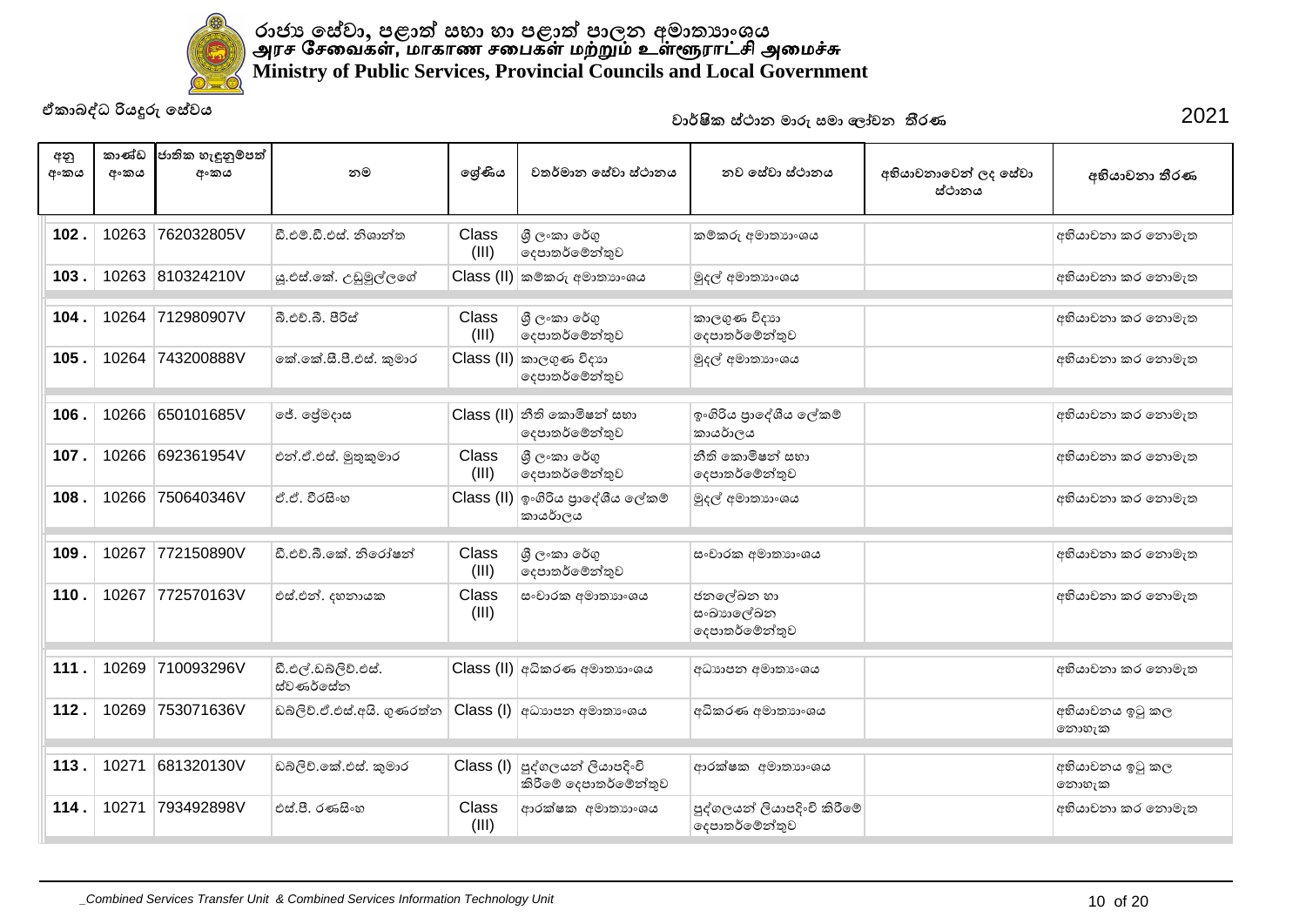# රාජ්‍ය සේවා, පළාත් සභා හා පළාත් පාලන අමාත්‍යාංශය
# அரச சேவைகள், மாகாண சபைகள் மற்றும் உள்ளூராட்சி அமைச்சு
# Ministry of Public Services, Provincial Councils and Local Government

ඒකාබද්ධ රියදුරු සේවය

වාර්ෂික ස්ථාන මාරු සමාලෝචන තීරණ 2021

| අනු අංකය | කාණ්ඩ අංකය | ජාතික හැඳුනුම්පත් අංකය | නම | ශ්‍රේණිය | වර්තමාන සේවා ස්ථානය | නව සේවා ස්ථානය | අභියාචනාවෙන් ලද සේවා ස්ථානය | අභියාචනා තීරණ |
|---|---|---|---|---|---|---|---|---|
| 102 . | 10263 | 762032805V | ඩී.එම්.ඩී.එස්. නිශාන්ත | Class (III) | ශ්‍රී ලංකා රේගු දෙපාතර්මේන්තුව | කම්කරු අමාත්‍යාංශය | | අභියාචනා කර නොමැත |
| 103 . | 10263 | 810324210V | යූ.එස්.කේ. උඩුමුල්ලගේ | Class (II) | කම්කරු අමාත්‍යාංශය | මුදල් අමාත්‍යාංශය | | අභියාචනා කර නොමැත |
| 104 . | 10264 | 712980907V | බී.එච්.බී. පීරිස් | Class (III) | ශ්‍රී ලංකා රේගු දෙපාතර්මේන්තුව | කාලගුණ විද්‍යා දෙපාතර්මේන්තුව | | අභියාචනා කර නොමැත |
| 105 . | 10264 | 743200888V | කේ.කේ.සී.පී.එස්. කුමාර | Class (II) | කාලගුණ විද්‍යා දෙපාතර්මේන්තුව | මුදල් අමාත්‍යාංශය | | අභියාචනා කර නොමැත |
| 106 . | 10266 | 650101685V | ජේ. ප්‍රේමදාස | Class (II) | නීති කොමිෂන් සභා දෙපාතර්මේන්තුව | ඉංගිරිය ප්‍රාදේශීය ලේකම් කාර්යාලය | | අභියාචනා කර නොමැත |
| 107 . | 10266 | 692361954V | එන්.ඒ.එස්. මුතුකුමාර | Class (III) | ශ්‍රී ලංකා රේගු දෙපාතර්මේන්තුව | නීති කොමිෂන් සභා දෙපාතර්මේන්තුව | | අභියාචනා කර නොමැත |
| 108 . | 10266 | 750640346V | ඒ.ඒ. වීරසිංහ | Class (II) | ඉංගිරිය ප්‍රාදේශීය ලේකම් කාර්යාලය | මුදල් අමාත්‍යාංශය | | අභියාචනා කර නොමැත |
| 109 . | 10267 | 772150890V | ඩී.එච්.බී.කේ. නිරෝෂන් | Class (III) | ශ්‍රී ලංකා රේගු දෙපාතර්මේන්තුව | සංචාරක අමාත්‍යාංශය | | අභියාචනා කර නොමැත |
| 110 . | 10267 | 772570163V | එස්.එන්. දහනායක | Class (III) | සංචාරක අමාත්‍යාංශය | ජනලේඛන හා සංඛ්‍යාලේඛන දෙපාතර්මේන්තුව | | අභියාචනා කර නොමැත |
| 111 . | 10269 | 710093296V | ඩී.එල්.ඩබ්ලිව්.එස්. ස්වර්ණසේන | Class (II) | අධිකරණ අමාත්‍යාංශය | අධ්‍යාපන අමාත්‍යංශය | | අභියාචනා කර නොමැත |
| 112 . | 10269 | 753071636V | ඩබ්ලිව්.ඒ.එස්.අයි. ගුණරත්න | Class (I) | අධ්‍යාපන අමාත්‍යංශය | අධිකරණ අමාත්‍යාංශය | | අභියාචනය ඉටු කල නොහැක |
| 113 . | 10271 | 681320130V | ඩබ්ලිව්.කේ.එස්. කුමාර | Class (I) | පුද්ගලයන් ලියාපදිංචි කිරීමේ දෙපාතර්මේන්තුව | ආරක්ෂක අමාත්‍යාංශය | | අභියාචනය ඉටු කල නොහැක |
| 114 . | 10271 | 793492898V | එස්.පී. රණසිංහ | Class (III) | ආරක්ෂක අමාත්‍යාංශය | පුද්ගලයන් ලියාපදිංචි කිරීමේ දෙපාතර්මේන්තුව | | අභියාචනා කර නොමැත |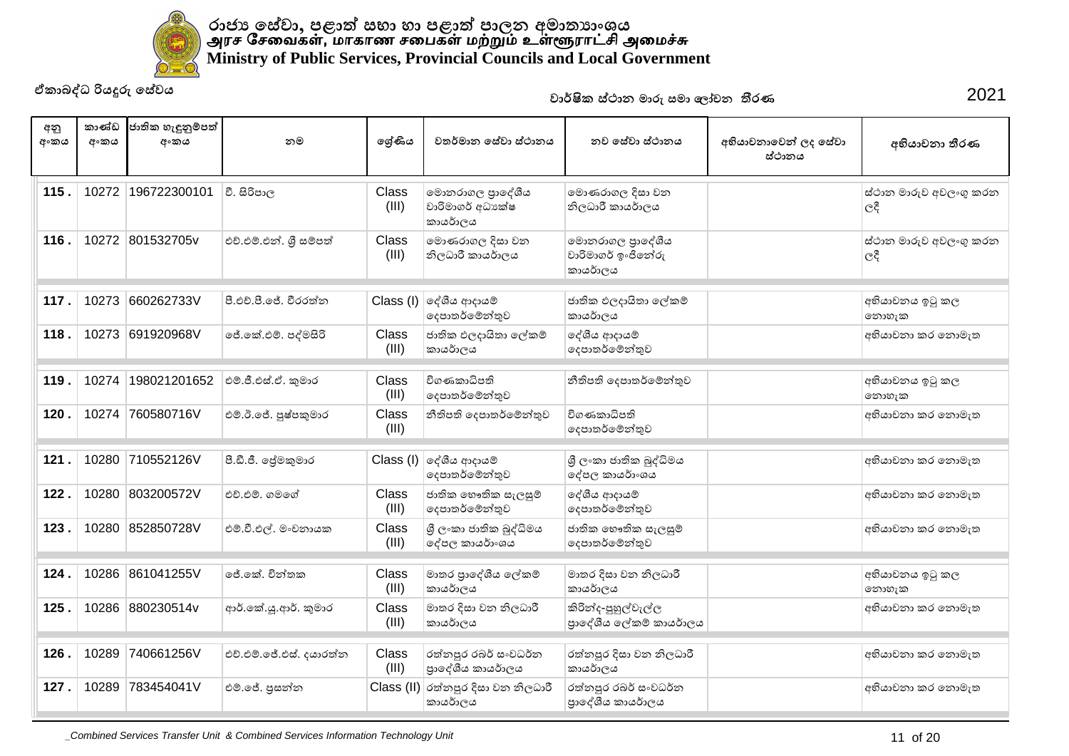# රාජ්‍ය සේවා, පළාත් සභා හා පළාත් පාලන අමාත්‍යාංශය
# அரச சேவைகள், மாகாண சபைகள் மற்றும் உள்ளூராட்சி அமைச்சு
# Ministry of Public Services, Provincial Councils and Local Government

ඒකාබද්ධ රියදුරු සේවය

වාර්ෂික ස්ථාන මාරු සමා ලෝචන තීරණ 2021

| අනු අංකය | කාණ්ඩ අංකය | ජාතික හැඳුනුම්පත් අංකය | නම | ශ්‍රේණිය | වත්මාන සේවා ස්ථානය | නව සේවා ස්ථානය | අභියාචනාවෙන් ලද සේවා ස්ථානය | අභියාචනා තීරණ |
|---|---|---|---|---|---|---|---|---|
| 115 . | 10272 | 196722300101 | වී. සිරිපාල | Class (III) | මොනරාගල ප්‍රාදේශීය වාරිමාගර් අධ්‍යක්ෂ කායර්ාලය | මොණරාගල දිසා වන නිලධාරී කායර්ාලය | | ස්ථාන මාරුව අවලංගු කරන ලදී |
| 116 . | 10272 | 801532705v | එච්.එම්.එන්. ශ්‍රී සම්පත් | Class (III) | මොණරාගල දිසා වන නිලධාරී කායර්ාලය | මොනරාගල ප්‍රාදේශීය වාරිමාගර් ඉංජිනේරු කායර්ාලය | | ස්ථාන මාරුව අවලංගු කරන ලදී |
| 117 . | 10273 | 660262733V | පී.එච්.පී.ජේ. වීරරත්න | Class (I) | දේශීය ආදායම් දෙපාතර්මේන්තුව | ජාතික ඵලදායිතා ලේකම් කායර්ාලය | | අභියාචනය ඉටු කල නොහැක |
| 118 . | 10273 | 691920968V | ජේ.කේ.එම්. පද්මසිරි | Class (III) | ජාතික ඵලදායිතා ලේකම් කායර්ාලය | දේශීය ආදායම් දෙපාතර්මේන්තුව | | අභියාචනා කර නොමැත |
| 119 . | 10274 | 198021201652 | එම්.ජී.එස්.ඒ. කුමාර | Class (III) | විගණකාධිපති දෙපාතර්මේන්තුව | නීතිපති දෙපාතර්මේන්තුව | | අභියාචනය ඉටු කල නොහැක |
| 120 . | 10274 | 760580716V | එම්.ඊ.ජේ. පුෂ්පකුමාර | Class (III) | නීතිපති දෙපාතර්මේන්තුව | විගණකාධිපති දෙපාතර්මේන්තුව | | අභියාචනා කර නොමැත |
| 121 . | 10280 | 710552126V | පී.ඩී.ජී. ප්‍රේමකුමාර | Class (I) | දේශීය ආදායම් දෙපාතර්මේන්තුව | ශ්‍රී ලංකා ජාතික බුද්ධිමය දේපල කායර්ාංශය | | අභියාචනා කර නොමැත |
| 122 . | 10280 | 803200572V | එච්.එම්. ගමගේ | Class (III) | ජාතික භෞතික සැලසුම් දෙපාතර්මේන්තුව | දේශීය ආදායම් දෙපාතර්මේන්තුව | | අභියාචනා කර නොමැත |
| 123 . | 10280 | 852850728V | එම්.වී.එල්. මංචනායක | Class (III) | ශ්‍රී ලංකා ජාතික බුද්ධිමය දේපල කායර්ාංශය | ජාතික භෞතික සැලසුම් දෙපාතර්මේන්තුව | | අභියාචනා කර නොමැත |
| 124 . | 10286 | 861041255V | ජේ.කේ. චින්තක | Class (III) | මාතර ප්‍රාදේශීය ලේකම් කායර්ාලය | මාතර දිසා වන නිලධාරී කායර්ාලය | | අභියාචනය ඉටු කල නොහැක |
| 125 . | 10286 | 880230514v | ආර්.කේ.යූ.ආර්. කුමාර | Class (III) | මාතර දිසා වන නිලධාරී කායර්ාලය | කිරින්ද-පුහුල්වැල්ල ප්‍රාදේශීය ලේකම් කායර්ාලය | | අභියාචනා කර නොමැත |
| 126 . | 10289 | 740661256V | එච්.එම්.ජේ.එස්. දයාරත්න | Class (III) | රත්නපුර රබර් සංවධර්න ප්‍රාදේශීය කායර්ාලය | රත්නපුර දිසා වන නිලධාරී කායර්ාලය | | අභියාචනා කර නොමැත |
| 127 . | 10289 | 783454041V | එම්.ජේ. ප්‍රසන්න | Class (II) | රත්නපුර දිසා වන නිලධාරී කායර්ාලය | රත්නපුර රබර් සංවධර්න ප්‍රාදේශීය කායර්ාලය | | අභියාචනා කර නොමැත |

_Combined Services Transfer Unit & Combined Services Information Technology Unit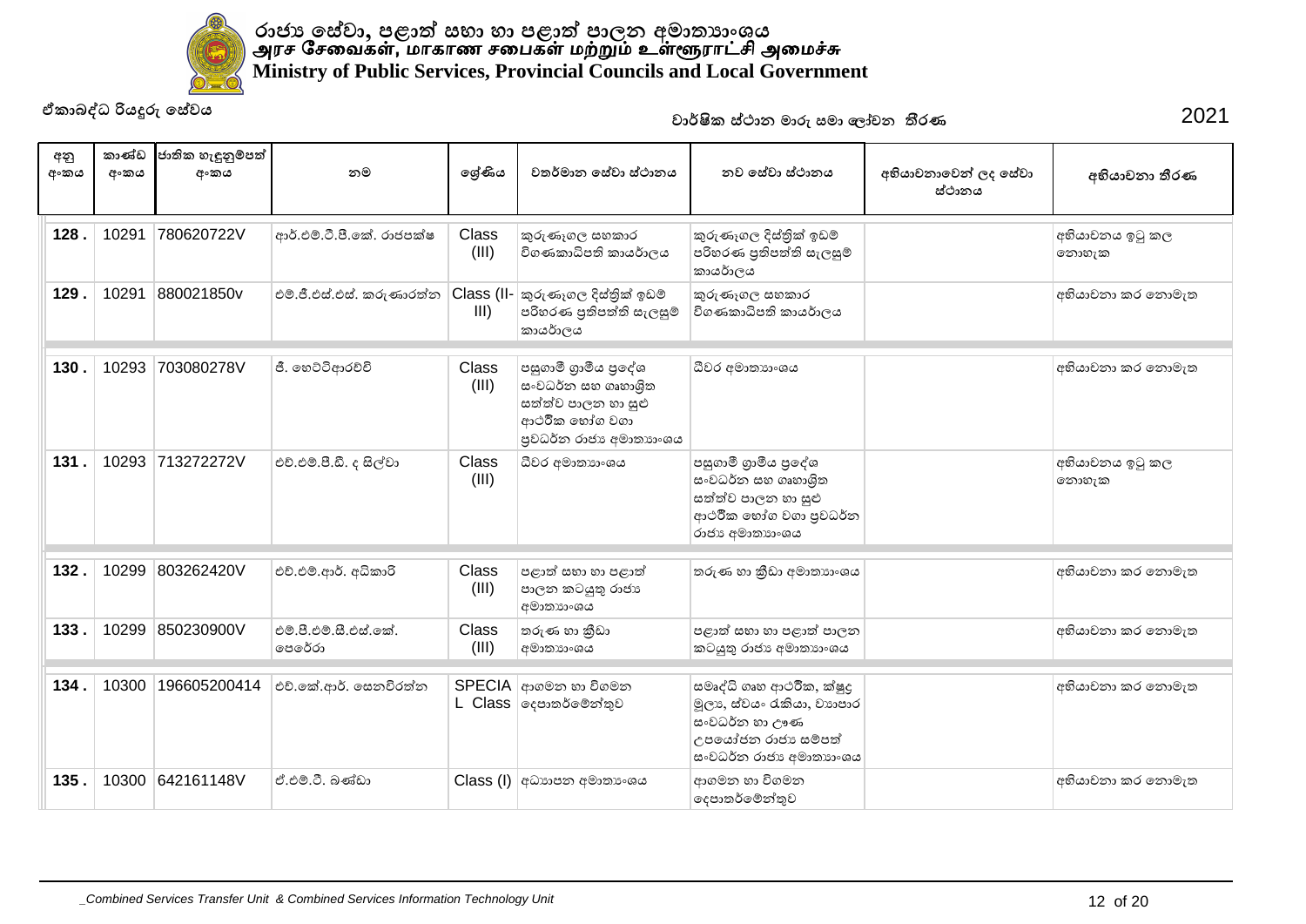# රාජ්‍ය සේවා, පළාත් සභා හා පළාත් පාලන අමාත්‍යාංශය
# அரச சேவைகள், மாகாண சபைகள் மற்றும் உள்ளூராட்சி அமைச்சு
# Ministry of Public Services, Provincial Councils and Local Government

ඒකාබද්ධ රියදුරු සේවය

වාර්ෂික ස්ථාන මාරු සමා ලෝචන තීරණ 2021

| අනු අංකය | කාණ්ඩ අංකය | ජාතික හැඳුනුම්පත් අංකය | නම | ශ්‍රේණිය | වත්මාන සේවා ස්ථානය | නව සේවා ස්ථානය | අභියාචනාවෙන් ලද සේවා ස්ථානය | අභියාචනා තීරණ |
|---|---|---|---|---|---|---|---|---|
| 128 . | 10291 | 780620722V | ආර්.එම්.ටී.පී.කේ. රාජපක්ෂ | Class (III) | කුරුණෑගල සහකාර විගණකාධිපති කාර්යාලය | කුරුණෑගල දිස්ත්‍රික් ඉඩම් පරිහරණ ප්‍රතිපත්ති සැලසුම් කාර්යාලය | | අභියාචනය ඉටු කල නොහැක |
| 129 . | 10291 | 880021850v | එම්.ජී.එස්.එස්. කරුණාරත්න | Class (II-III) | කුරුණෑගල දිස්ත්‍රික් ඉඩම් පරිහරණ ප්‍රතිපත්ති සැලසුම් කාර්යාලය | කුරුණෑගල සහකාර විගණකාධිපති කාර්යාලය | | අභියාචනා කර නොමැත |
| 130 . | 10293 | 703080278V | ජී. හෙට්ටිආරච්චි | Class (III) | පසුගාමී ග්‍රාමීය ප්‍රදේශ සංවර්ධන සහ ගෘහාශ්‍රිත සත්ත්ව පාලන හා සුළු ආර්ථික භෝග වගා ප්‍රවර්ධන රාජ්‍ය අමාත්‍යාංශය | ධීවර අමාත්‍යාංශය | | අභියාචනා කර නොමැත |
| 131 . | 10293 | 713272272V | එච්.එම්.පී.ඩී. ද සිල්වා | Class (III) | ධීවර අමාත්‍යාංශය | පසුගාමී ග්‍රාමීය ප්‍රදේශ සංවර්ධන සහ ගෘහාශ්‍රිත සත්ත්ව පාලන හා සුළු ආර්ථික භෝග වගා ප්‍රවර්ධන රාජ්‍ය අමාත්‍යාංශය | | අභියාචනය ඉටු කල නොහැක |
| 132 . | 10299 | 803262420V | එච්.එම්.ආර්. අධිකාරි | Class (III) | පළාත් සභා හා පළාත් පාලන කටයුතු රාජ්‍ය අමාත්‍යාංශය | තරුණ හා ක්‍රීඩා අමාත්‍යාංශය | | අභියාචනා කර නොමැත |
| 133 . | 10299 | 850230900V | එම්.පී.එම්.සී.එස්.කේ. පෙරේරා | Class (III) | තරුණ හා ක්‍රීඩා අමාත්‍යාංශය | පළාත් සභා හා පළාත් පාලන කටයුතු රාජ්‍ය අමාත්‍යාංශය | | අභියාචනා කර නොමැත |
| 134 . | 10300 | 196605200414 | එච්.කේ.ආර්. සෙනවිරත්න | SPECIAL Class | ආගමන හා විගමන දෙපාර්තමේන්තුව | සමෘද්ධි ගෘහ ආර්ථික, ක්ෂුද්‍ර මූල්‍ය, ස්වයං රැකියා, ව්‍යාපාර සංවර්ධන හා ඌණ උපයෝජන රාජ්‍ය සම්පත් සංවර්ධන රාජ්‍ය අමාත්‍යාංශය | | අභියාචනා කර නොමැත |
| 135 . | 10300 | 642161148V | ජ්.එම්.ටී. බණ්ඩා | Class (I) | අධ්‍යාපන අමාත්‍යාංශය | ආගමන හා විගමන දෙපාර්තමේන්තුව | | අභියාචනා කර නොමැත |

_Combined Services Transfer Unit & Combined Services Information Technology Unit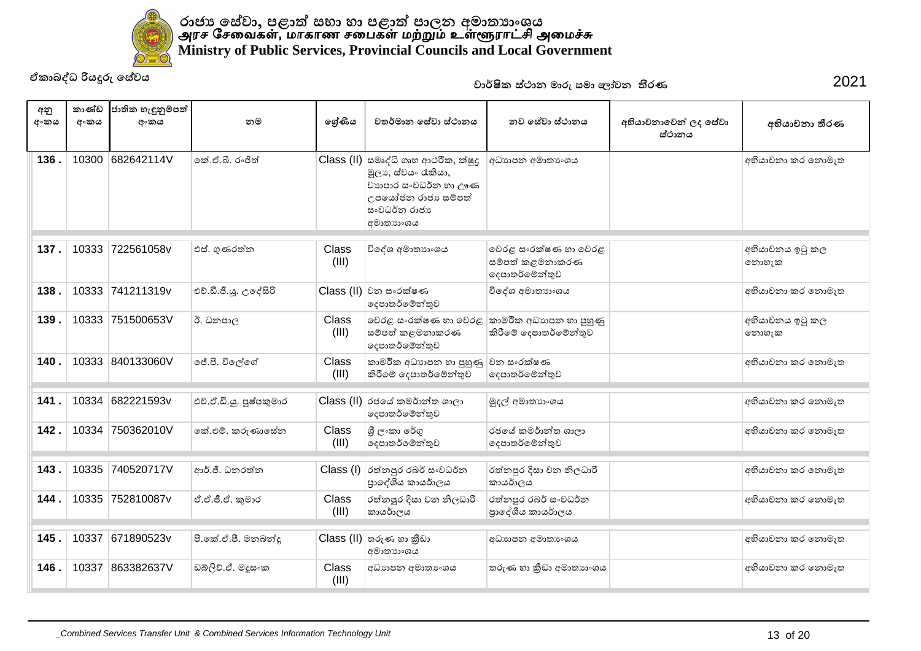# රාජ්‍ය සේවා, පළාත් සභා හා පළාත් පාලන අමාත්‍යාංශය
# அரச சேவைகள், மாகாண சபைகள் மற்றும் உள்ளூராட்சி அமைச்சு
# Ministry of Public Services, Provincial Councils and Local Government

ඒකාබද්ධ රියදුරු සේවය

වාර්ෂික ස්ථාන මාරු සමා ලෝචන තීරණ 2021

| අනු අංකය | කාණ්ඩ අංකය | ජාතික හැඳුනුම්පත් අංකය | නම | ශ්‍රේණිය | වත්මාන සේවා ස්ථානය | නව සේවා ස්ථානය | අභියාචනාවෙන් ලද සේවා ස්ථානය | අභියාචනා තීරණ |
|---|---|---|---|---|---|---|---|---|
| 136 . | 10300 | 682642114V | කේ.ඒ.බී. රංජිත් | Class (II) | සමෘද්ධි ගෘහ ආර්ථික, ක්ෂුද්‍ර මූල්‍ය, ස්වයං රැකියා, ව්‍යාපාර සංවර්ධන හා ඌණ උපයෝජන රාජ්‍ය සම්පත් සංවර්ධන රාජ්‍ය අමාත්‍යාංශය | අධ්‍යාපන අමාත්‍යාංශය | | අභියාචනා කර නොමැත |
| 137 . | 10333 | 722561058v | එස්. ගුණරත්න | Class (III) | විදේශ අමාත්‍යාංශය | වෙරළ සංරක්ෂණ හා වෙරළ සම්පත් කළමනාකරණ දෙපාතර්මේන්තුව | | අභියාචනය ඉටු කල නොහැක |
| 138 . | 10333 | 741211319v | එච්.ඩී.ජී.යූ. උදේසිරි | Class (II) | වන සංරක්ෂණ දෙපාතර්මේන්තුව | විදේශ අමාත්‍යාංශය | | අභියාචනා කර නොමැත |
| 139 . | 10333 | 751500653V | ටී. ධනපාල | Class (III) | වෙරළ සංරක්ෂණ හා වෙරළ සම්පත් කළමනාකරණ දෙපාතර්මේන්තුව | කාර්මික අධ්‍යාපන හා පුහුණු කිරීමේ දෙපාතර්මේන්තුව | | අභියාචනය ඉටු කල නොහැක |
| 140 . | 10333 | 840133060V | ජේ.පී. විලේගේ | Class (III) | කාර්මික අධ්‍යාපන හා පුහුණු කිරීමේ දෙපාතර්මේන්තුව | වන සංරක්ෂණ දෙපාතර්මේන්තුව | | අභියාචනා කර නොමැත |
| 141 . | 10334 | 682221593v | එච්.ඒ.ඩී.යූ. පුෂ්පකුමාර | Class (II) | රජයේ කර්මාන්ත ශාලා දෙපාතර්මේන්තුව | මුදල් අමාත්‍යාංශය | | අභියාචනා කර නොමැත |
| 142 . | 10334 | 750362010V | කේ.එම්. කරුණාසේන | Class (III) | ශ්‍රී ලංකා රේගු දෙපාතර්මේන්තුව | රජයේ කර්මාන්ත ශාලා දෙපාතර්මේන්තුව | | අභියාචනා කර නොමැත |
| 143 . | 10335 | 740520717V | ආර්.ජී. ධනරත්න | Class (I) | රත්නපුර රබර් සංවර්ධන ප්‍රාදේශීය කාර්යාලය | රත්නපුර දිසා වන නිලධාරී කායර්ාලය | | අභියාචනා කර නොමැත |
| 144 . | 10335 | 752810087v | ඒ.ඒ.ජී.ඒ. කුමාර | Class (III) | රත්නපුර දිසා වන නිලධාරී කායර්ාලය | රත්නපුර රබර් සංවර්ධන ප්‍රාදේශීය කාර්යාලය | | අභියාචනා කර නොමැත |
| 145 . | 10337 | 671890523v | පී.කේ.ඒ.පී. මනබන්දු | Class (II) | තරුණ හා ක්‍රීඩා අමාත්‍යාංශය | අධ්‍යාපන අමාත්‍යාංශය | | අභියාචනා කර නොමැත |
| 146 . | 10337 | 863382637V | ඩබ්ලිව්.ඒ. මදුසංක | Class (III) | අධ්‍යාපන අමාත්‍යාංශය | තරුණ හා ක්‍රීඩා අමාත්‍යාංශය | | අභියාචනා කර නොමැත |

_Combined Services Transfer Unit & Combined Services Information Technology Unit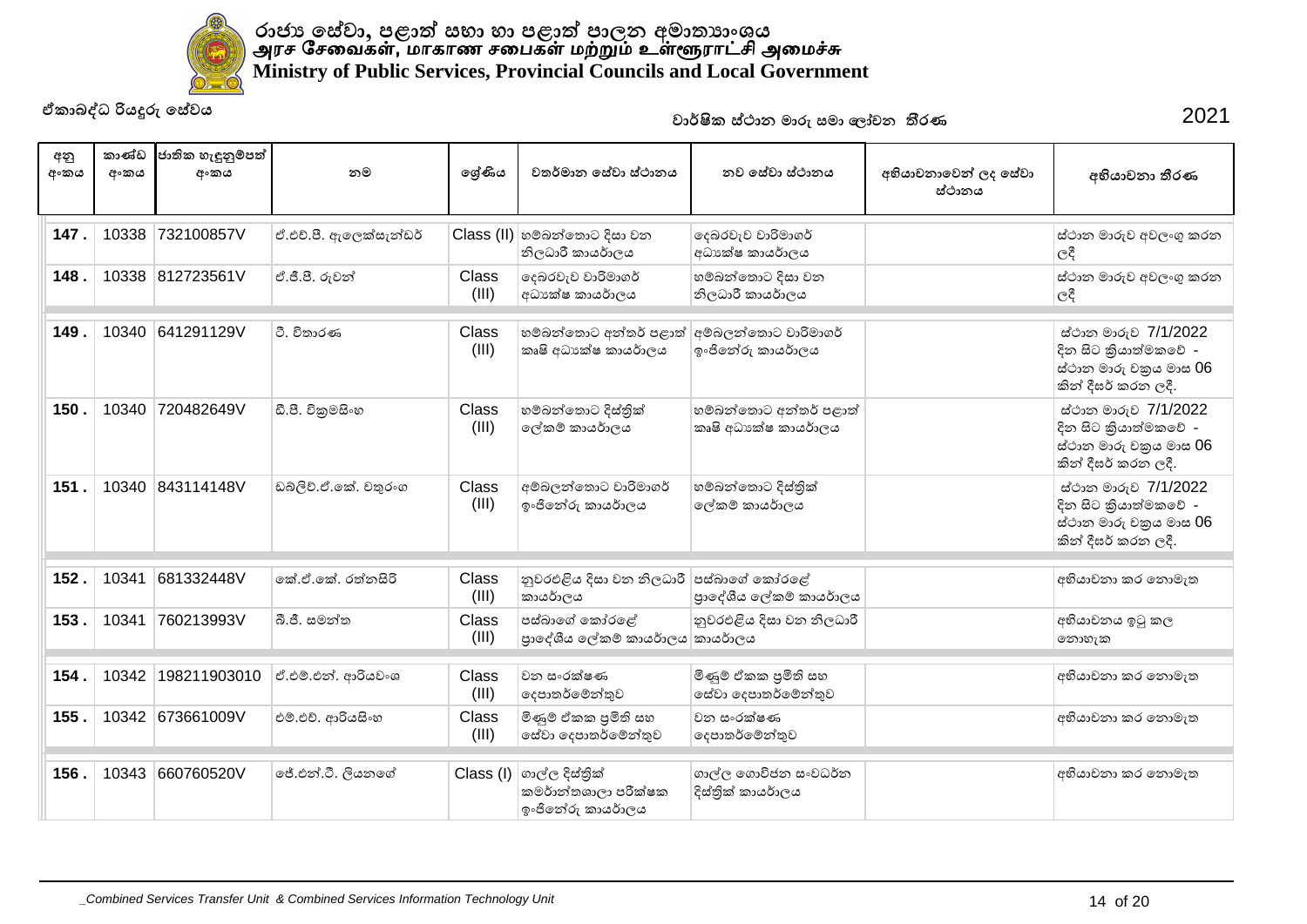# රාජ්‍ය සේවා, පළාත් සභා හා පළාත් පාලන අමාත්‍යාංශය
# அரச சேவைகள், மாகாண சபைகள் மற்றும் உள்ளூராட்சி அமைச்சு
# Ministry of Public Services, Provincial Councils and Local Government

ඒකාබද්ධ රියදුරු සේවය

වාර්ෂික ස්ථාන මාරු සමා ලෝචන තීරණ 2021

| අනු අංකය | කාණ්ඩ අංකය | ජාතික හැඳුනුම්පත් අංකය | නම | ශ්‍රේණිය | වත්මන සේවා ස්ථානය | නව සේවා ස්ථානය | අභියාචනාවෙන් ලද සේවා ස්ථානය | අභියාචනා තීරණ |
|---|---|---|---|---|---|---|---|---|
| **147 .** | 10338 | 732100857V | ඒ.එච්.පී. ඇලෙක්සැන්ඩර් | Class (II) | හම්බන්තොට දිසා වන නිලධාරී කායර්ාලය | දෙබරවැව වාරිමාගර් අධ්‍යක්ෂ කායර්ාලය | | ස්ථාන මාරුව අවලංගු කරන ලදී |
| **148 .** | 10338 | 812723561V | ඒ.ජී.පී. රුවන් | Class (III) | දෙබරවැව වාරිමාගර් අධ්‍යක්ෂ කායර්ාලය | හම්බන්තොට දිසා වන නිලධාරී කායර්ාලය | | ස්ථාන මාරුව අවලංගු කරන ලදී |
| **149 .** | 10340 | 641291129V | ටී. විතාරණ | Class (III) | හම්බන්තොට අන්තර් පළාත් කෘෂි අධ්‍යක්ෂ කායර්ාලය | අම්බලන්තොට වාරිමාගර් ඉංජිනේරු කායර්ාලය | | ස්ථාන මාරුව 7/1/2022 දින සිට ක්‍රියාත්මකවේ - ස්ථාන මාරු චක්‍රය මාස 06 කින් දීඝර් කරන ලදී. |
| **150 .** | 10340 | 720482649V | ඩී.පී. වික්‍රමසිංහ | Class (III) | හම්බන්තොට දිස්ත්‍රික් ලේකම් කායර්ාලය | හම්බන්තොට අන්තර් පළාත් කෘෂි අධ්‍යක්ෂ කායර්ාලය | | ස්ථාන මාරුව 7/1/2022 දින සිට ක්‍රියාත්මකවේ - ස්ථාන මාරු චක්‍රය මාස 06 කින් දීඝර් කරන ලදී. |
| **151 .** | 10340 | 843114148V | ඩබ්ලිව්.ඒ.කේ. චතුරංග | Class (III) | අම්බලන්තොට වාරිමාගර් ඉංජිනේරු කායර්ාලය | හම්බන්තොට දිස්ත්‍රික් ලේකම් කායර්ාලය | | ස්ථාන මාරුව 7/1/2022 දින සිට ක්‍රියාත්මකවේ - ස්ථාන මාරු චක්‍රය මාස 06 කින් දීඝර් කරන ලදී. |
| **152 .** | 10341 | 681332448V | කේ.ඒ.කේ. රත්නසිරි | Class (III) | නුවරඑළිය දිසා වන නිලධාරී කායර්ාලය | පස්බාගේ කෝරළේ ප්‍රාදේශීය ලේකම් කායර්ාලය | | අභියාචනා කර නොමැත |
| **153 .** | 10341 | 760213993V | බී.ජී. සමන්ත | Class (III) | පස්බාගේ කෝරළේ ප්‍රාදේශීය ලේකම් කායර්ාලය | නුවරඑළිය දිසා වන නිලධාරී කායර්ාලය | | අභියාචනය ඉටු කල නොහැක |
| **154 .** | 10342 | 198211903010 | ඒ.එම්.එන්. ආරියවංශ | Class (III) | වන සංරක්ෂණ දෙපාතර්මේන්තුව | මිණුම් ඒකක ප්‍රමිති සහ සේවා දෙපාතර්මේන්තුව | | අභියාචනා කර නොමැත |
| **155 .** | 10342 | 673661009V | එම්.එච්. ආරියසිංහ | Class (III) | මිණුම් ඒකක ප්‍රමිති සහ සේවා දෙපාතර්මේන්තුව | වන සංරක්ෂණ දෙපාතර්මේන්තුව | | අභියාචනා කර නොමැත |
| **156 .** | 10343 | 660760520V | ජේ.එන්.ටී. ලියනගේ | Class (I) | ගාල්ල දිස්ත්‍රික් කම්ර්ාන්තශාලා පරීක්ෂක ඉංජිනේරු කායර්ාලය | ගාල්ල ගොවිජන සංවධර්න දිස්ත්‍රික් කායර්ාලය | | අභියාචනා කර නොමැත |

_Combined Services Transfer Unit & Combined Services Information Technology Unit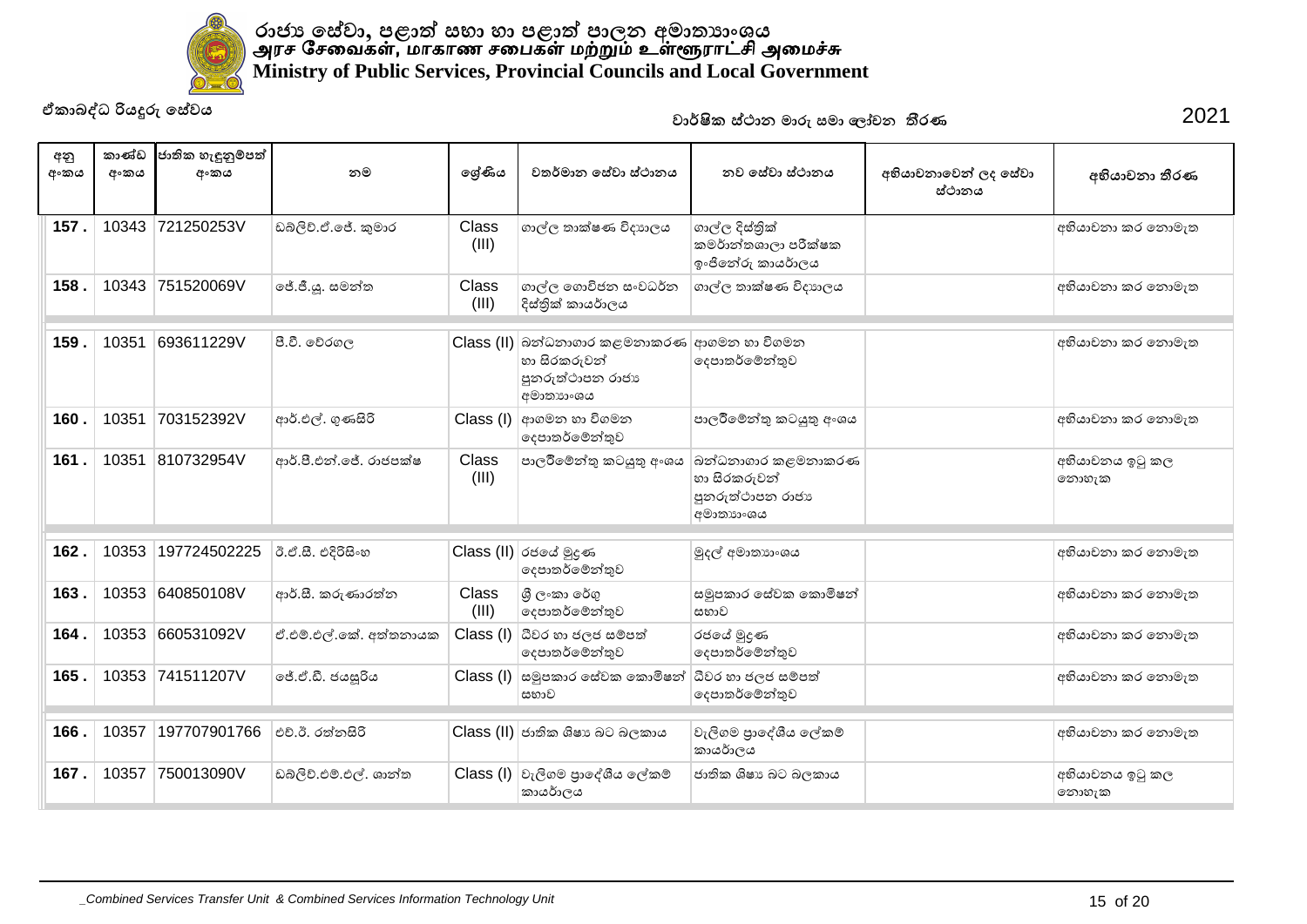# රාජ්‍ය සේවා, පළාත් සභා හා පළාත් පාලන අමාත්‍යාංශය
# அரச சேவைகள், மாகாண சபைகள் மற்றும் உள்ளூராட்சி அமைச்சு
# Ministry of Public Services, Provincial Councils and Local Government

ඒකාබද්ධ රියදුරු සේවය

වාර්ෂික ස්ථාන මාරු සමාලෝචන තීරණ 2021

| අනු අංකය | කාණ්ඩ අංකය | ජාතික හැඳුනුම්පත් අංකය | නම | ශ්‍රේණිය | වර්තමාන සේවා ස්ථානය | නව සේවා ස්ථානය | අභියාචනාවෙන් ලද සේවා ස්ථානය | අභියාචනා තීරණ |
|---|---|---|---|---|---|---|---|---|
| 157 . | 10343 | 721250253V | ඩබ්ලිව්.ඒ.ජේ. කුමාර | Class (III) | ගාල්ල තාක්ෂණ විද්‍යාලය | ගාල්ල දිස්ත්‍රික් කම්කරු කාර්යාලය පරීක්ෂක ඉංජිනේරු කාර්යාලය | | අභියාචනා කර නොමැත |
| 158 . | 10343 | 751520069V | ජේ.ජී.යූ. සමන්ත | Class (III) | ගාල්ල ගොවිජන සංවර්ධන දිස්ත්‍රික් කාර්යාලය | ගාල්ල තාක්ෂණ විද්‍යාලය | | අභියාචනා කර නොමැත |
| 159 . | 10351 | 693611229V | පී.වී. වේරගල | Class (II) | බන්ධනාගාර කළමනාකරණ හා සිරකරුවන් පුනරුත්ථාපන රාජ්‍ය අමාත්‍යාංශය | ආගමන හා විගමන දෙපාර්තමේන්තුව | | අභියාචනා කර නොමැත |
| 160 . | 10351 | 703152392V | ආර්.එල්. ගුණසිරි | Class (I) | ආගමන හා විගමන දෙපාර්තමේන්තුව | පාලර්මේන්තු කටයුතු අංශය | | අභියාචනා කර නොමැත |
| 161 . | 10351 | 810732954V | ආර්.පී.එන්.ජේ. රාජපක්ෂ | Class (III) | පාලර්මේන්තු කටයුතු අංශය | බන්ධනාගාර කළමනාකරණ හා සිරකරුවන් පුනරුත්ථාපන රාජ්‍ය අමාත්‍යාංශය | | අභියාචනය ඉටු කල නොහැක |
| 162 . | 10353 | 197724502225 | ටී.ඒ.සී. එදිරිසිංහ | Class (II) | රජයේ මුද්‍රණ දෙපාර්තමේන්තුව | මුදල් අමාත්‍යාංශය | | අභියාචනා කර නොමැත |
| 163 . | 10353 | 640850108V | ආර්.සී. කරුණාරත්න | Class (III) | ශ්‍රී ලංකා රේගු දෙපාර්තමේන්තුව | සමුපකාර සේවක කොමිෂන් සභාව | | අභියාචනා කර නොමැත |
| 164 . | 10353 | 660531092V | ඒ.එම්.එල්.කේ. අත්තනායක | Class (I) | ධීවර හා ජලජ සම්පත් දෙපාර්තමේන්තුව | රජයේ මුද්‍රණ දෙපාර්තමේන්තුව | | අභියාචනා කර නොමැත |
| 165 . | 10353 | 741511207V | ජේ.ඒ.ඩී. ජයසූරිය | Class (I) | සමුපකාර සේවක කොමිෂන් සභාව | ධීවර හා ජලජ සම්පත් දෙපාර්තමේන්තුව | | අභියාචනා කර නොමැත |
| 166 . | 10357 | 197707901766 | එච්.ඊ. රත්නසිරි | Class (II) | ජාතික ශිෂ්‍ය භට බලකාය | වැලිගම ප්‍රාදේශීය ලේකම් කාර්යාලය | | අභියාචනා කර නොමැත |
| 167 . | 10357 | 750013090V | ඩබ්ලිව්.එම්.එල්. ශාන්ත | Class (I) | වැලිගම ප්‍රාදේශීය ලේකම් කාර්යාලය | ජාතික ශිෂ්‍ය භට බලකාය | | අභියාචනය ඉටු කල නොහැක |

_Combined Services Transfer Unit & Combined Services Information Technology Unit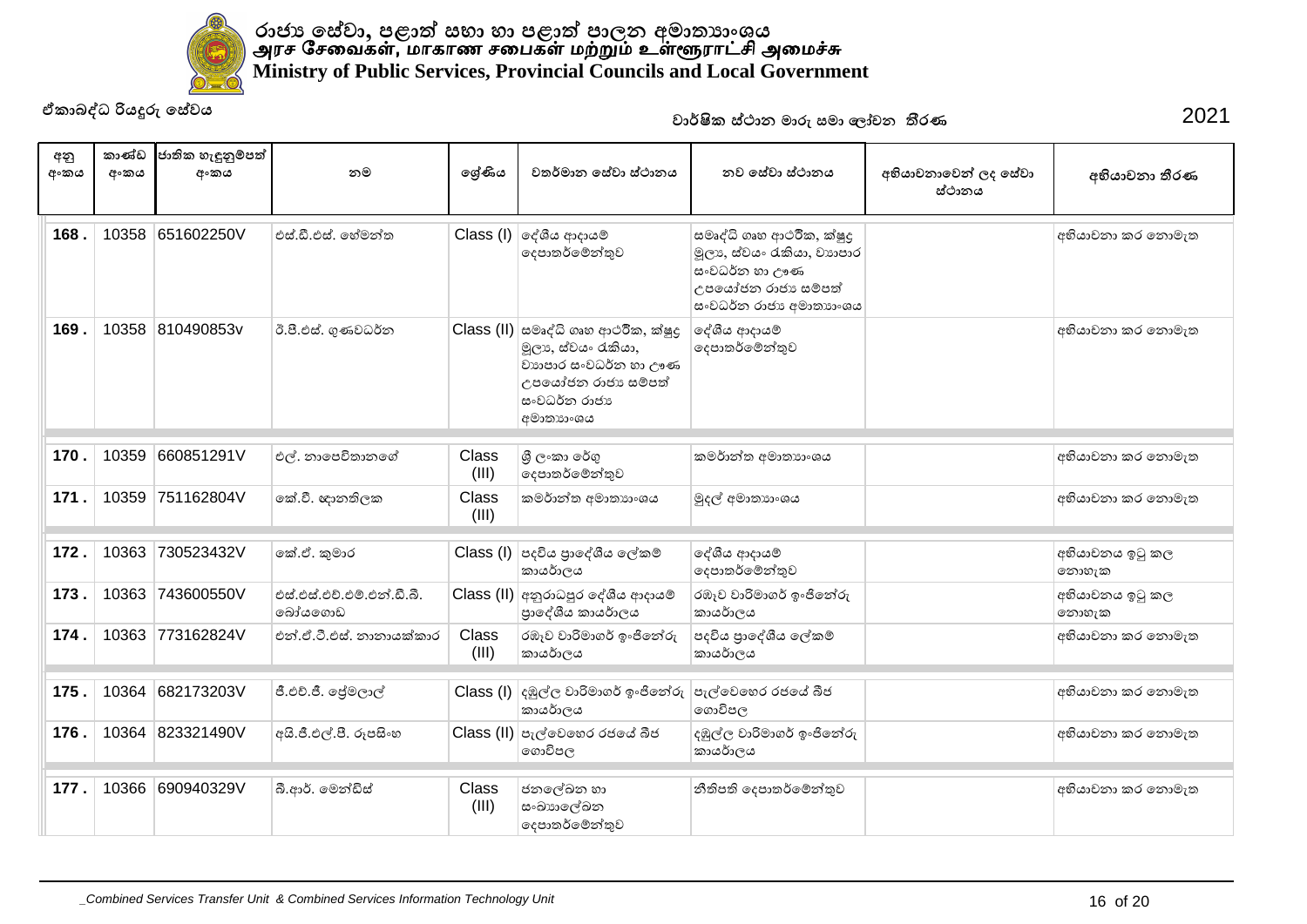# රාජ්‍ය සේවා, පළාත් සභා හා පළාත් පාලන අමාත්‍යාංශය
# அரச சேவைகள், மாகாண சபைகள் மற்றும் உள்ளூராட்சி அமைச்சு
# Ministry of Public Services, Provincial Councils and Local Government

ඒකාබද්ධ රියදුරු සේවය

වාර්ෂික ස්ථාන මාරු සමාලෝචන තීරණ 2021

| අනු අංකය | කාණ්ඩ අංකය | ජාතික හැඳුනුම්පත් අංකය | නම | ශ්‍රේණිය | වර්තමාන සේවා ස්ථානය | නව සේවා ස්ථානය | අභියාචනාවෙන් ලද සේවා ස්ථානය | අභියාචනා තීරණ |
|---|---|---|---|---|---|---|---|---|
| 168 . | 10358 | 651602250V | එස්.ඩී.එස්. හේමන්ත | Class (I) | දේශීය ආදායම් දෙපාතර්මේන්තුව | සමෘද්ධි ගෘහ ආර්ථික, ක්ෂුද්‍ර මූල්‍ය, ස්වයං රැකියා, ව්‍යාපාර සංවර්ධන හා ඌණ උපයෝජන රාජ්‍ය සම්පත් සංවර්ධන රාජ්‍ය අමාත්‍යාංශය | | අභියාචනා කර නොමැත |
| 169 . | 10358 | 810490853v | ඊ.පී.එස්. ගුණවර්ධන | Class (II) | සමෘද්ධි ගෘහ ආර්ථික, ක්ෂුද්‍ර මූල්‍ය, ස්වයං රැකියා, ව්‍යාපාර සංවර්ධන හා ඌණ උපයෝජන රාජ්‍ය සම්පත් සංවර්ධන රාජ්‍ය අමාත්‍යාංශය | දේශීය ආදායම් දෙපාතර්මේන්තුව | | අභියාචනා කර නොමැත |
| 170 . | 10359 | 660851291V | එල්. නාපෙට්නාගේ | Class (III) | ශ්‍රී ලංකා රේගු දෙපාතර්මේන්තුව | කමර්ාන්ත අමාත්‍යාංශය | | අභියාචනා කර නොමැත |
| 171 . | 10359 | 751162804V | කේ.වී. ඥානතිලක | Class (III) | කමර්ාන්ත අමාත්‍යාංශය | මුදල් අමාත්‍යාංශය | | අභියාචනා කර නොමැත |
| 172 . | 10363 | 730523432V | කේ.ඒ. කුමාර | Class (I) | පදවිය ප්‍රාදේශීය ලේකම් කාර්යාලය | දේශීය ආදායම් දෙපාතර්මේන්තුව | | අභියාචනය ඉටු කල නොහැක |
| 173 . | 10363 | 743600550V | එස්.එස්.එච්.එම්.එන්.ඩී.බී. බෝයගොඩ | Class (II) | අනුරාධපුර දේශීය ආදායම් ප්‍රාදේශීය කාර්යාලය | රඹෑව වාරිමාගර් ඉංජිනේරු කාර්යාලය | | අභියාචනය ඉටු කල නොහැක |
| 174 . | 10363 | 773162824V | එන්.ඒ.ටී.එස්. නානායක්කාර | Class (III) | රඹෑව වාරිමාගර් ඉංජිනේරු කාර්යාලය | පදවිය ප්‍රාදේශීය ලේකම් කාර්යාලය | | අභියාචනා කර නොමැත |
| 175 . | 10364 | 682173203V | ජී.එච්.ජී. ප්‍රේමලාල් | Class (I) | දඹුල්ල වාරිමාගර් ඉංජිනේරු කාර්යාලය | පැල්වෙහෙර රජයේ බීජ ගොවිපල | | අභියාචනා කර නොමැත |
| 176 . | 10364 | 823321490V | අයි.ජී.එල්.පී. රූපසිංහ | Class (II) | පැල්වෙහෙර රජයේ බීජ ගොවිපල | දඹුල්ල වාරිමාගර් ඉංජිනේරු කාර්යාලය | | අභියාචනා කර නොමැත |
| 177 . | 10366 | 690940329V | බී.ආර්. මෙන්ඩිස් | Class (III) | ජනලේඛන හා සංඛ්‍යාලේඛන දෙපාතර්මේන්තුව | නීතිපති දෙපාතර්මේන්තුව | | අභියාචනා කර නොමැත |

_Combined Services Transfer Unit & Combined Services Information Technology Unit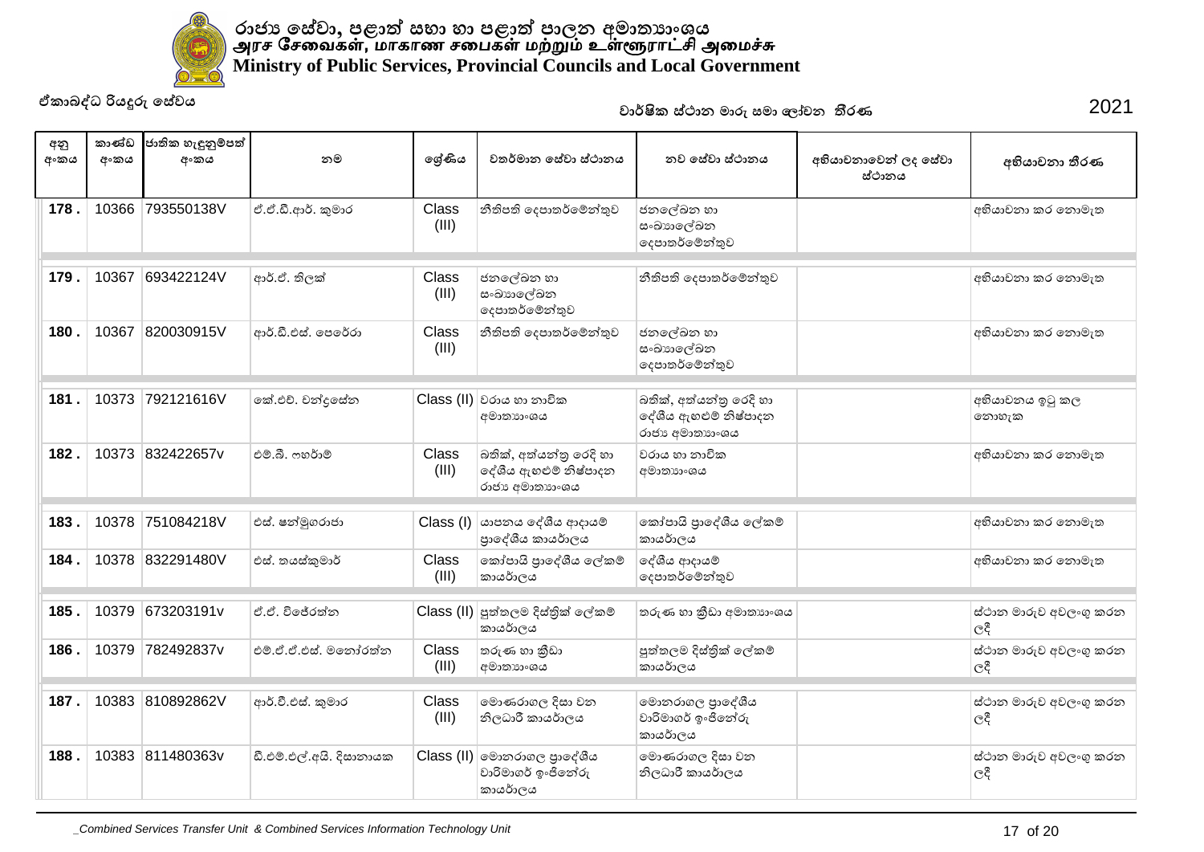# රාජ්‍ය සේවා, පළාත් සභා හා පළාත් පාලන අමාත්‍යාංශය
# அரச சேவைகள், மாகாண சபைகள் மற்றும் உள்ளூராட்சி அமைச்சு
# Ministry of Public Services, Provincial Councils and Local Government

ඒකාබද්ධ රියදුරු සේවය

වාර්ෂික ස්ථාන මාරු සමා ලෝචන තීරණ 2021

| අනු අංකය | කාණ්ඩ අංකය | ජාතික හැඳුනුම්පත් අංකය | නම | ශ්‍රේණිය | වත්මන් සේවා ස්ථානය | නව සේවා ස්ථානය | අභියාචනාවෙන් ලද සේවා ස්ථානය | අභියාචනා තීරණ |
|---|---|---|---|---|---|---|---|---|
| 178 . | 10366 | 793550138V | ඒ.ඒ.ඩී.ආර්. කුමාර | Class (III) | නීතිපති දෙපාතර්මේන්තුව | ජනලේඛන හා සංඛ්‍යාලේඛන දෙපාතර්මේන්තුව | | අභියාචනා කර නොමැත |
| 179 . | 10367 | 693422124V | ආර්.ඒ. තිලක් | Class (III) | ජනලේඛන හා සංඛ්‍යාලේඛන දෙපාතර්මේන්තුව | නීතිපති දෙපාතර්මේන්තුව | | අභියාචනා කර නොමැත |
| 180 . | 10367 | 820030915V | ආර්.ඩී.එස්. පෙරේරා | Class (III) | නීතිපති දෙපාතර්මේන්තුව | ජනලේඛන හා සංඛ්‍යාලේඛන දෙපාතර්මේන්තුව | | අභියාචනා කර නොමැත |
| 181 . | 10373 | 792121616V | කේ.එච්. චන්ද්‍රසේන | Class (II) | වරාය හා නාවික අමාත්‍යාංශය | බතික්, අත්යන්ත්‍ර රෙදි හා දේශීය ඇඟළුම් නිෂ්පාදන රාජ්‍ය අමාත්‍යාංශය | | අභියාචනය ඉටු කල නොහැක |
| 182 . | 10373 | 832422657v | එම්.බී. ෆහර්ම් | Class (III) | බතික්, අත්යන්ත්‍ර රෙදි හා දේශීය ඇඟළුම් නිෂ්පාදන රාජ්‍ය අමාත්‍යාංශය | වරාය හා නාවික අමාත්‍යාංශය | | අභියාචනා කර නොමැත |
| 183 . | 10378 | 751084218V | එස්. ෂන්මුගරාජා | Class (I) | යාපනය දේශීය ආදායම් ප්‍රාදේශීය කායර්ාලය | කෝප්පායි ප්‍රාදේශීය ලේකම් කායර්ාලය | | අභියාචනා කර නොමැත |
| 184 . | 10378 | 832291480V | එස්. තයස්කුමාර් | Class (III) | කෝප්පායි ප්‍රාදේශීය ලේකම් කායර්ාලය | දේශීය ආදායම් දෙපාතර්මේන්තුව | | අභියාචනා කර නොමැත |
| 185 . | 10379 | 673203191v | ඒ.ඒ. විජේරත්න | Class (II) | පුත්තලම දිස්ත්‍රික් ලේකම් කායර්ාලය | තරුණ හා ක්‍රීඩා අමාත්‍යාංශය | | ස්ථාන මාරුව අවලංගු කරන ලදී |
| 186 . | 10379 | 782492837v | එම්.ඒ.ඒ.එස්. මනෝරත්න | Class (III) | තරුණ හා ක්‍රීඩා අමාත්‍යාංශය | පුත්තලම දිස්ත්‍රික් ලේකම් කායර්ාලය | | ස්ථාන මාරුව අවලංගු කරන ලදී |
| 187 . | 10383 | 810892862V | ආර්.වී.එස්. කුමාර | Class (III) | මොණරාගල දිසා වන නිලධාරී කායර්ාලය | මොනරාගල ප්‍රාදේශීය වාරිමාගර් ඉංජිනේරු කායර්ාලය | | ස්ථාන මාරුව අවලංගු කරන ලදී |
| 188 . | 10383 | 811480363v | ඩී.එම්.එල්.අයි. දිසානායක | Class (II) | මොනරාගල ප්‍රාදේශීය වාරිමාගර් ඉංජිනේරු කායර්ාලය | මොණරාගල දිසා වන නිලධාරී කායර්ාලය | | ස්ථාන මාරුව අවලංගු කරන ලදී |

_Combined Services Transfer Unit & Combined Services Information Technology Unit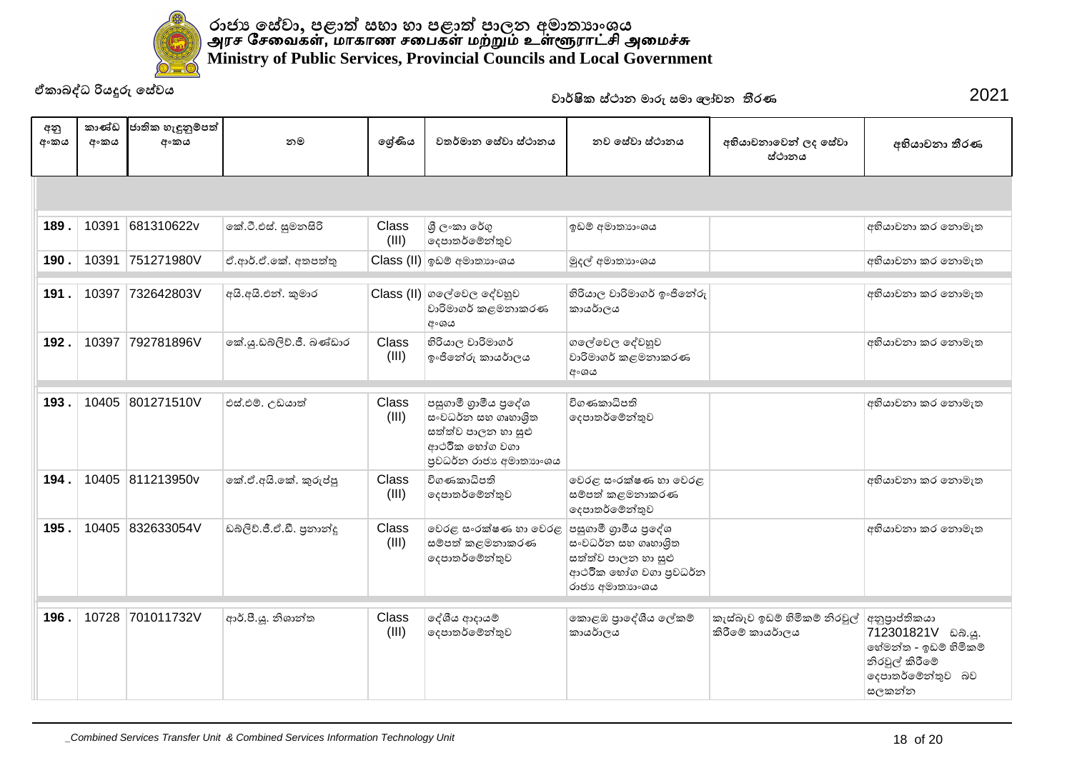# රාජ්‍ය සේවා, පළාත් සභා හා පළාත් පාලන අමාත්‍යාංශය
# அரச சேவைகள், மாகாண சபைகள் மற்றும் உள்ளூராட்சி அமைச்சு
# Ministry of Public Services, Provincial Councils and Local Government

ඒකාබද්ධ රියදුරු සේවය

වාර්ෂික ස්ථාන මාරු සමා ලෝචන තීරණ 2021

| අනු අංකය | කාණ්ඩ අංකය | ජාතික හැඳුනුම්පත් අංකය | නම | ශ්‍රේණිය | වත්මාන සේවා ස්ථානය | නව සේවා ස්ථානය | අභියාචනාවෙන් ලද සේවා ස්ථානය | අභියාචනා තීරණ |
|---|---|---|---|---|---|---|---|---|
| 189 . | 10391 | 681310622v | කේ.ටී.එස්. සුමනසිරි | Class (III) | ශ්‍රී ලංකා රේගු දෙපාතර්මේන්තුව | ඉඩම් අමාත්‍යාංශය | | අභියාචනා කර නොමැත |
| 190 . | 10391 | 751271980V | ඒ.ආර්.ඒ.කේ. අතපත්තු | Class (II) | ඉඩම් අමාත්‍යාංශය | මුදල් අමාත්‍යාංශය | | අභියාචනා කර නොමැත |
| 191 . | 10397 | 732642803V | අයි.අයි.එන්. කුමාර | Class (II) | ගලේවෙල දේවහුව වාරිමාගර් කළමනාකරණ අංශය | හිරියාල වාරිමාගර් ඉංජිනේරු කායර්ාලය | | අභියාචනා කර නොමැත |
| 192 . | 10397 | 792781896V | කේ.යූ.ඩබ්ලිව්.ජී. බණ්ඩාර | Class (III) | හිරියාල වාරිමාගර් ඉංජිනේරු කායර්ාලය | ගලේවෙල දේවහුව වාරිමාගර් කළමනාකරණ අංශය | | අභියාචනා කර නොමැත |
| 193 . | 10405 | 801271510V | එස්.එම්. උඩයාන් | Class (III) | පසුගාමී ග්‍රාමීය ප්‍රදේශ සංවධර්න සහ ගෘහාශ්‍රිත සත්ත්ව පාලන හා සුළු ආථර්ික භෝග වගා ප්‍රවධර්න රාජ්‍ය අමාත්‍යාංශය | විගණකාධිපති දෙපාතර්මේන්තුව | | අභියාචනා කර නොමැත |
| 194 . | 10405 | 811213950v | කේ.ඒ.අයි.කේ. කුරුප්පු | Class (III) | විගණකාධිපති දෙපාතර්මේන්තුව | වෙරළ සංරක්ෂණ හා වෙරළ සම්පත් කළමනාකරණ දෙපාතර්මේන්තුව | | අභියාචනා කර නොමැත |
| 195 . | 10405 | 832633054V | ඩබ්ලිව්.ජී.ඒ.ඩී. ප්‍රනාන්දු | Class (III) | වෙරළ සංරක්ෂණ හා වෙරළ සම්පත් කළමනාකරණ දෙපාතර්මේන්තුව | පසුගාමී ග්‍රාමීය ප්‍රදේශ සංවධර්න සහ ගෘහාශ්‍රිත සත්ත්ව පාලන හා සුළු ආථර්ික භෝග වගා ප්‍රවධර්න රාජ්‍ය අමාත්‍යාංශය | | අභියාචනා කර නොමැත |
| 196 . | 10728 | 701011732V | ආර්.පී.යූ. නිශාන්ත | Class (III) | දේශීය ආදායම් දෙපාතර්මේන්තුව | කොළඹ ප්‍රාදේශීය ලේකම් කායර්ාලය | කැස්බෑව ඉඩම් හිමිකම් නිරවුල් කිරීමේ කායර්ාලය | අනුප්‍රාප්තිකයා 712301821V ඩබ්.යූ. හේමන්ත - ඉඩම් හිමිකම් නිරවුල් කිරීමේ දෙපාතර්මේන්තුව බව සලකන්න |

_Combined Services Transfer Unit & Combined Services Information Technology Unit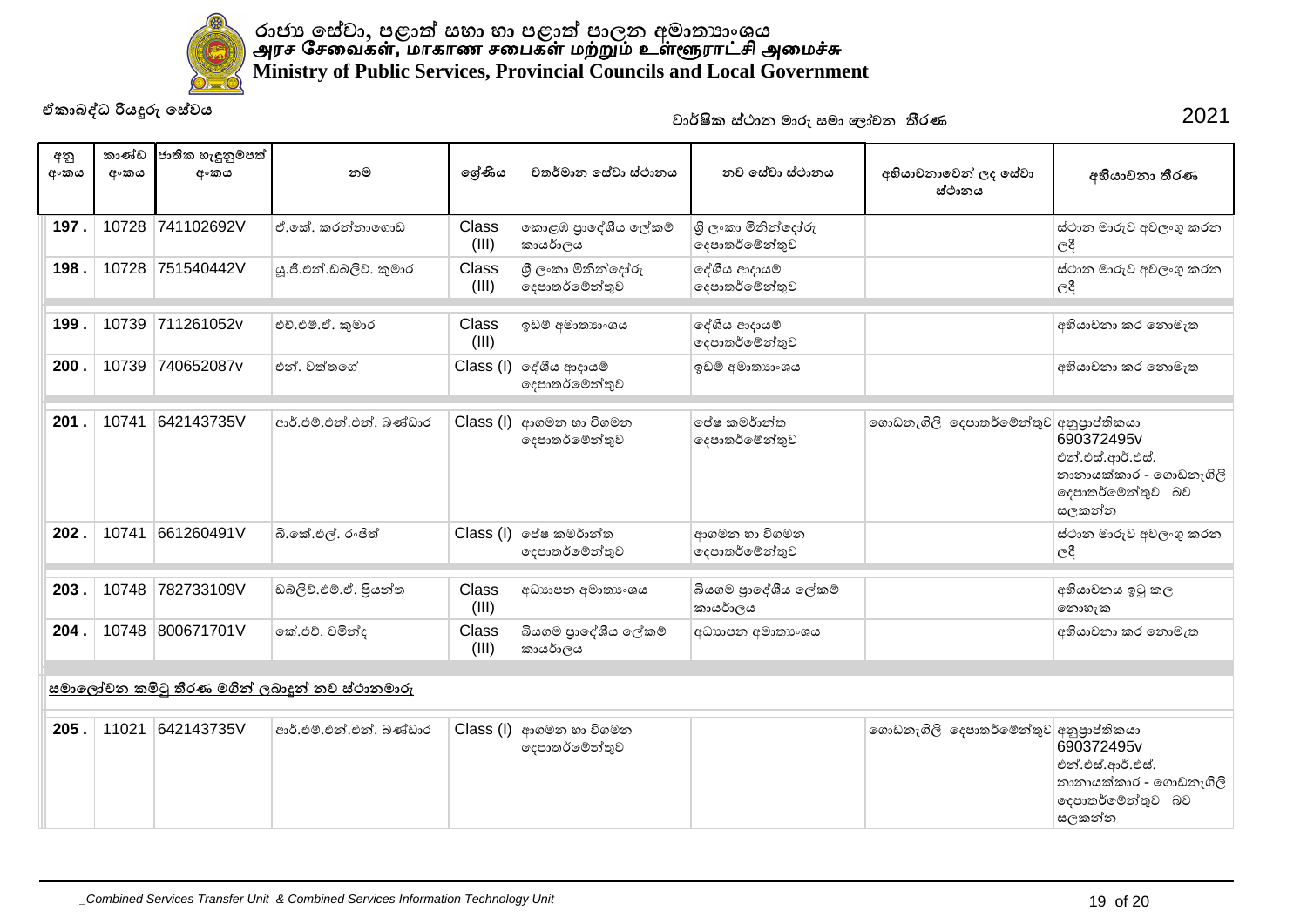රාජ්‍ය සේවා, පළාත් සභා හා පළාත් පාලන අමාත්‍යාංශය
அரச சேவைகள், மாகாண சபைகள் மற்றும் உள்ளூராட்சி அமைச்சு
Ministry of Public Services, Provincial Councils and Local Government

ඒකාබද්ධ රියදුරු සේවය

වාර්ෂික ස්ථාන මාරු සමා ලෝචන තීරණ 2021

| අනු අංකය | කාණ්ඩ අංකය | ජාතික හැඳුනුම්පත් අංකය | නම | ශ්‍රේණිය | වත්මාන සේවා ස්ථානය | නව සේවා ස්ථානය | අභියාචනාවෙන් ලද සේවා ස්ථානය | අභියාචනා තීරණ |
|---|---|---|---|---|---|---|---|---|
| 197 . | 10728 | 741102692V | ඒ.කේ. කරන්නාගොඩ | Class (III) | කොළඹ ප්‍රාදේශීය ලේකම් කාර්යාලය | ශ්‍රී ලංකා මිනින්දෝරු දෙපාතර්මේන්තුව | | ස්ථාන මාරුව අවලංගු කරන ලදී |
| 198 . | 10728 | 751540442V | යූ.ජී.එන්.ඩබ්ලිව්. කුමාර | Class (III) | ශ්‍රී ලංකා මිනින්දෝරු දෙපාතර්මේන්තුව | දේශීය ආදායම් දෙපාතර්මේන්තුව | | ස්ථාන මාරුව අවලංගු කරන ලදී |
| 199 . | 10739 | 711261052v | එච්.එම්.ඒ. කුමාර | Class (III) | ඉඩම් අමාත්‍යාංශය | දේශීය ආදායම් දෙපාතර්මේන්තුව | | අභියාචනා කර නොමැත |
| 200 . | 10739 | 740652087v | එන්. වත්තගේ | Class (I) | දේශීය ආදායම් දෙපාතර්මේන්තුව | ඉඩම් අමාත්‍යාංශය | | අභියාචනා කර නොමැත |
| 201 . | 10741 | 642143735V | ආර්.එම්.එන්.එන්. බණ්ඩාර | Class (I) | ආගමන හා විගමන දෙපාතර්මේන්තුව | පේෂ කර්මාන්ත දෙපාතර්මේන්තුව | ගොඩනැගිලි දෙපාතර්මේන්තුව | අනුප්‍රාප්තිකයා 690372495v එන්.එස්.ආර්.එස්. නානායක්කාර - ගොඩනැගිලි දෙපාතර්මේන්තුව බව සලකන්න |
| 202 . | 10741 | 661260491V | බී.කේ.එල්. රංජිත් | Class (I) | පේෂ කර්මාන්ත දෙපාතර්මේන්තුව | ආගමන හා විගමන දෙපාතර්මේන්තුව | | ස්ථාන මාරුව අවලංගු කරන ලදී |
| 203 . | 10748 | 782733109V | ඩබ්ලිව්.එම්.ඒ. ප්‍රියන්ත | Class (III) | අධ්‍යාපන අමාත්‍යාංශය | බියගම ප්‍රාදේශීය ලේකම් කාර්යාලය | | අභියාචනය ඉටු කල නොහැක |
| 204 . | 10748 | 800671701V | කේ.එච්. චමින්ද | Class (III) | බියගම ප්‍රාදේශීය ලේකම් කාර්යාලය | අධ්‍යාපන අමාත්‍යාංශය | | අභියාචනා කර නොමැත |

**සමාලෝචන කමිටු තීරණ මගින් ලබාදුන් නව ස්ථානමාරු**

| අනු අංකය | කාණ්ඩ අංකය | ජාතික හැඳුනුම්පත් අංකය | නම | ශ්‍රේණිය | වත්මාන සේවා ස්ථානය | නව සේවා ස්ථානය | අභියාචනාවෙන් ලද සේවා ස්ථානය | අභියාචනා තීරණ |
|---|---|---|---|---|---|---|---|---|
| 205 . | 11021 | 642143735V | ආර්.එම්.එන්.එන්. බණ්ඩාර | Class (I) | ආගමන හා විගමන දෙපාතර්මේන්තුව | | ගොඩනැගිලි දෙපාතර්මේන්තුව | අනුප්‍රාප්තිකයා 690372495v එන්.එස්.ආර්.එස්. නානායක්කාර - ගොඩනැගිලි දෙපාතර්මේන්තුව බව සලකන්න |

_Combined Services Transfer Unit & Combined Services Information Technology Unit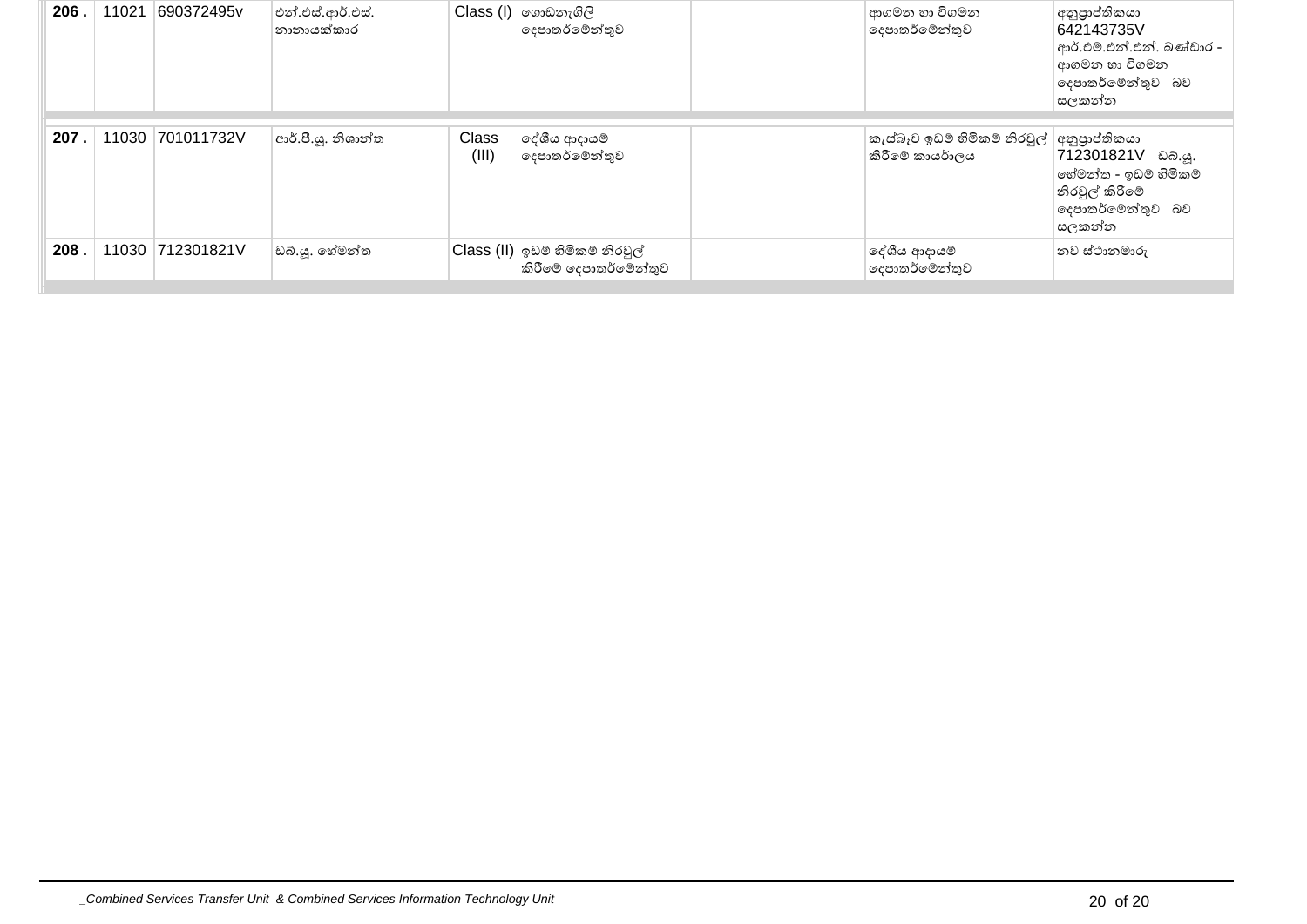| | | | | | | | | |
|---|---|---|---|---|---|---|---|---|
| 206 . | 11021 | 690372495v | එන්.එස්.ආර්.එස්. නානායක්කාර | Class (I) | ගොඩනැගිලි දෙපාතර්මේන්තුව | | ආගමන හා විගමන දෙපාතර්මේන්තුව | අනුප්‍රාප්තිකයා 642143735V ආර්.එම්.එන්.එන්. බණ්ඩාර - ආගමන හා විගමන දෙපාතර්මේන්තුව බව සලකන්න |
| 207 . | 11030 | 701011732V | ආර්.පී.යූ. නිශාන්ත | Class (III) | දේශීය ආදායම් දෙපාතර්මේන්තුව | | කැස්බෑව ඉඩම් හිමිකම් නිරවුල් කිරීමේ කායර්ාලය | අනුප්‍රාප්තිකයා 712301821V ඩබ්.යූ. හේමන්ත - ඉඩම් හිමිකම් නිරවුල් කිරීමේ දෙපාතර්මේන්තුව බව සලකන්න |
| 208 . | 11030 | 712301821V | ඩබ්.යූ. හේමන්ත | Class (II) | ඉඩම් හිමිකම් නිරවුල් කිරීමේ දෙපාතර්මේන්තුව | | දේශීය ආදායම් දෙපාතර්මේන්තුව | නව ස්ථානමාරු |